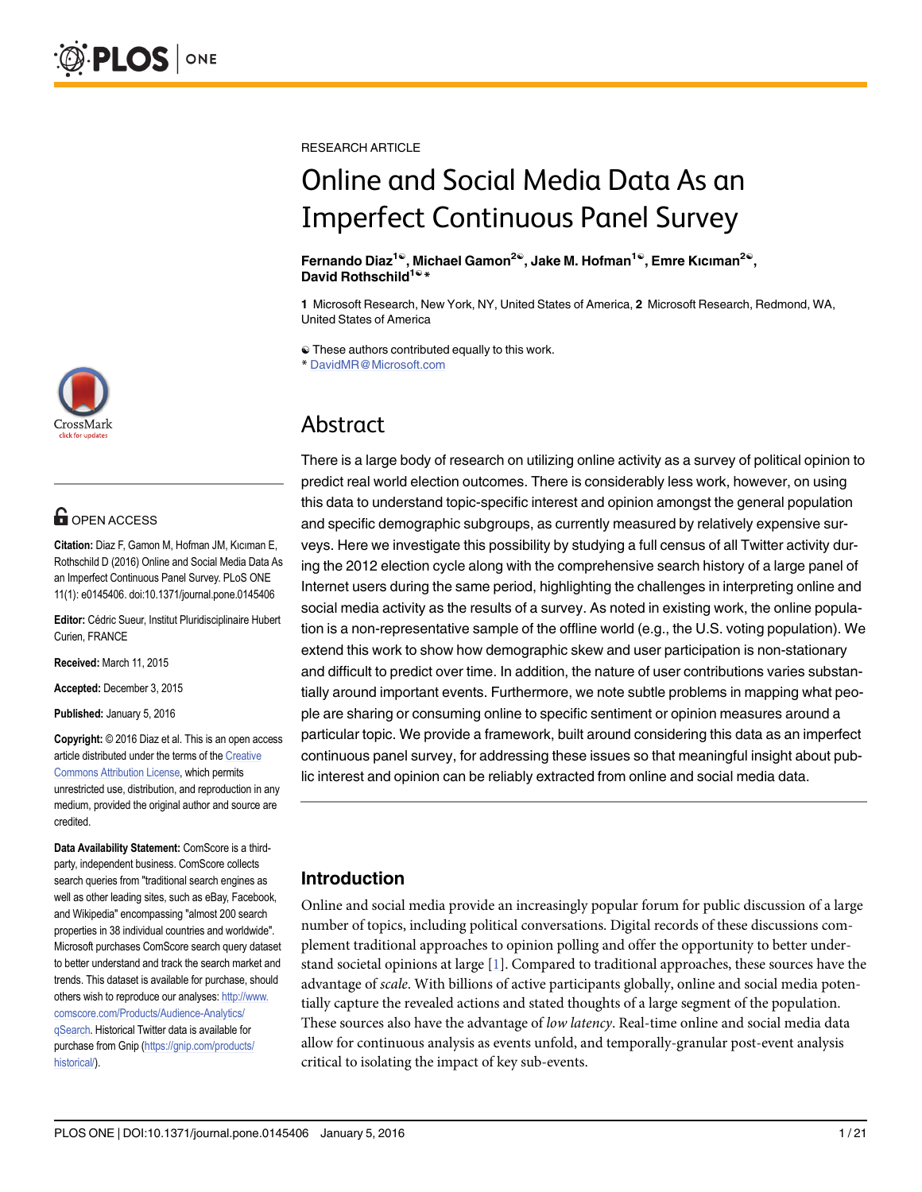RESEARCH ARTICLE

# Online and Social Media Data As an Imperfect Continuous Panel Survey

**Fernando Diaz[1☯], Michael Gamon[2☯], Jake M. Hofman[1☯], Emre Kıcıman[2☯], David Rothschild[1☯*]**

**1** Microsoft Research, New York, NY, United States of America, **2** Microsoft Research, Redmond, WA, United States of America

☯ These authors contributed equally to this work.
* DavidMR@Microsoft.com

OPEN ACCESS

**Citation:** Diaz F, Gamon M, Hofman JM, Kıcıman E, Rothschild D (2016) Online and Social Media Data As an Imperfect Continuous Panel Survey. PLoS ONE 11(1): e0145406. doi:10.1371/journal.pone.0145406

**Editor:** Cédric Sueur, Institut Pluridisciplinaire Hubert Curien, FRANCE

**Received:** March 11, 2015

**Accepted:** December 3, 2015

**Published:** January 5, 2016

**Copyright:** © 2016 Diaz et al. This is an open access article distributed under the terms of the Creative Commons Attribution License, which permits unrestricted use, distribution, and reproduction in any medium, provided the original author and source are credited.

**Data Availability Statement:** ComScore is a third-party, independent business. ComScore collects search queries from "traditional search engines as well as other leading sites, such as eBay, Facebook, and Wikipedia" encompassing "almost 200 search properties in 38 individual countries and worldwide". Microsoft purchases ComScore search query dataset to better understand and track the search market and trends. This dataset is available for purchase, should others wish to reproduce our analyses: http://www.comscore.com/Products/Audience-Analytics/qSearch. Historical Twitter data is available for purchase from Gnip (https://gnip.com/products/historical/).

## Abstract

There is a large body of research on utilizing online activity as a survey of political opinion to predict real world election outcomes. There is considerably less work, however, on using this data to understand topic-specific interest and opinion amongst the general population and specific demographic subgroups, as currently measured by relatively expensive surveys. Here we investigate this possibility by studying a full census of all Twitter activity during the 2012 election cycle along with the comprehensive search history of a large panel of Internet users during the same period, highlighting the challenges in interpreting online and social media activity as the results of a survey. As noted in existing work, the online population is a non-representative sample of the offline world (e.g., the U.S. voting population). We extend this work to show how demographic skew and user participation is non-stationary and difficult to predict over time. In addition, the nature of user contributions varies substantially around important events. Furthermore, we note subtle problems in mapping what people are sharing or consuming online to specific sentiment or opinion measures around a particular topic. We provide a framework, built around considering this data as an imperfect continuous panel survey, for addressing these issues so that meaningful insight about public interest and opinion can be reliably extracted from online and social media data.

## Introduction

Online and social media provide an increasingly popular forum for public discussion of a large number of topics, including political conversations. Digital records of these discussions complement traditional approaches to opinion polling and offer the opportunity to better understand societal opinions at large [1]. Compared to traditional approaches, these sources have the advantage of *scale*. With billions of active participants globally, online and social media potentially capture the revealed actions and stated thoughts of a large segment of the population. These sources also have the advantage of *low latency*. Real-time online and social media data allow for continuous analysis as events unfold, and temporally-granular post-event analysis critical to isolating the impact of key sub-events.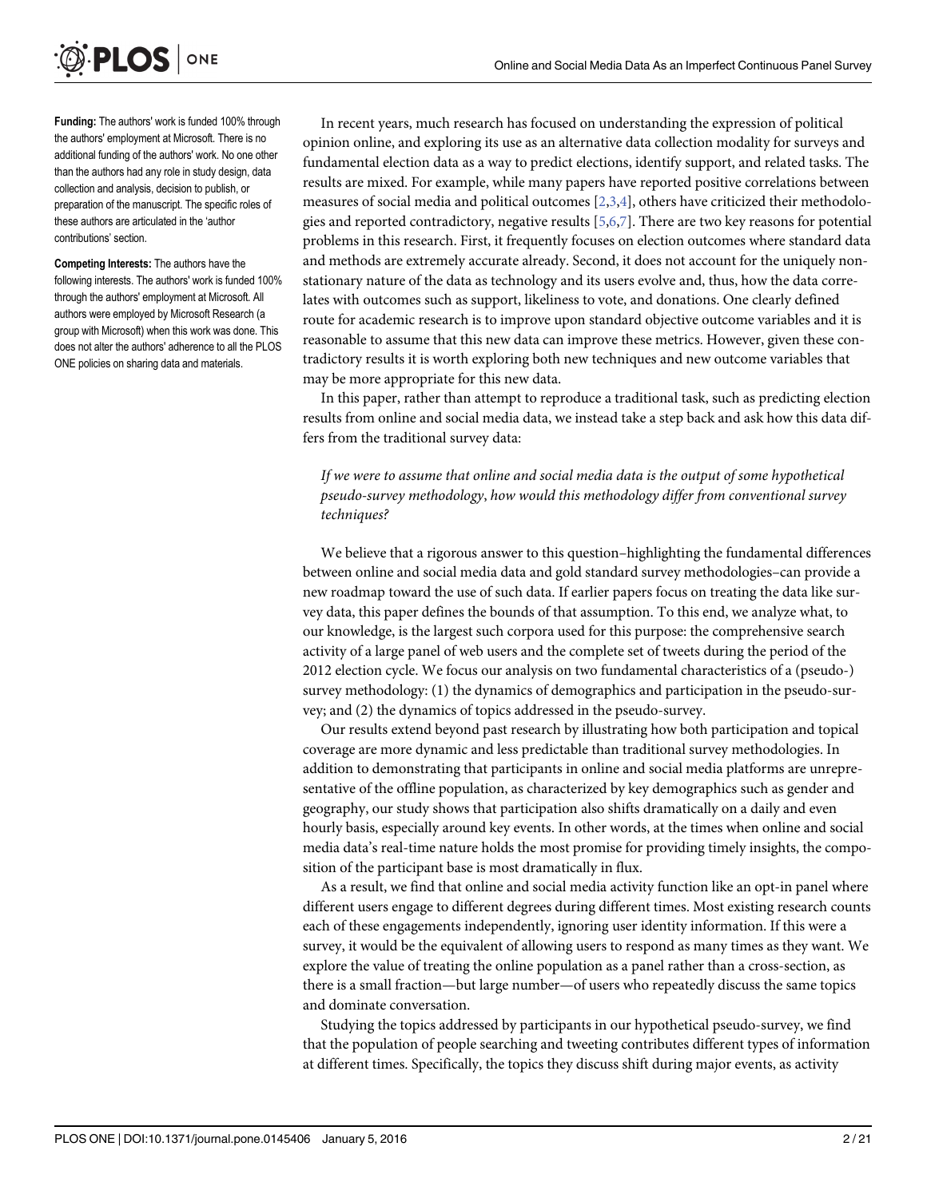**Funding:** The authors' work is funded 100% through the authors' employment at Microsoft. There is no additional funding of the authors' work. No one other than the authors had any role in study design, data collection and analysis, decision to publish, or preparation of the manuscript. The specific roles of these authors are articulated in the 'author contributions' section.

**Competing Interests:** The authors have the following interests. The authors' work is funded 100% through the authors' employment at Microsoft. All authors were employed by Microsoft Research (a group with Microsoft) when this work was done. This does not alter the authors' adherence to all the PLOS ONE policies on sharing data and materials.

In recent years, much research has focused on understanding the expression of political opinion online, and exploring its use as an alternative data collection modality for surveys and fundamental election data as a way to predict elections, identify support, and related tasks. The results are mixed. For example, while many papers have reported positive correlations between measures of social media and political outcomes [2,3,4], others have criticized their methodologies and reported contradictory, negative results [5,6,7]. There are two key reasons for potential problems in this research. First, it frequently focuses on election outcomes where standard data and methods are extremely accurate already. Second, it does not account for the uniquely non-stationary nature of the data as technology and its users evolve and, thus, how the data correlates with outcomes such as support, likeliness to vote, and donations. One clearly defined route for academic research is to improve upon standard objective outcome variables and it is reasonable to assume that this new data can improve these metrics. However, given these contradictory results it is worth exploring both new techniques and new outcome variables that may be more appropriate for this new data.

In this paper, rather than attempt to reproduce a traditional task, such as predicting election results from online and social media data, we instead take a step back and ask how this data differs from the traditional survey data:

> *If we were to assume that online and social media data is the output of some hypothetical pseudo-survey methodology, how would this methodology differ from conventional survey techniques?*

We believe that a rigorous answer to this question–highlighting the fundamental differences between online and social media data and gold standard survey methodologies–can provide a new roadmap toward the use of such data. If earlier papers focus on treating the data like survey data, this paper defines the bounds of that assumption. To this end, we analyze what, to our knowledge, is the largest such corpora used for this purpose: the comprehensive search activity of a large panel of web users and the complete set of tweets during the period of the 2012 election cycle. We focus our analysis on two fundamental characteristics of a (pseudo-) survey methodology: (1) the dynamics of demographics and participation in the pseudo-survey; and (2) the dynamics of topics addressed in the pseudo-survey.

Our results extend beyond past research by illustrating how both participation and topical coverage are more dynamic and less predictable than traditional survey methodologies. In addition to demonstrating that participants in online and social media platforms are unrepresentative of the offline population, as characterized by key demographics such as gender and geography, our study shows that participation also shifts dramatically on a daily and even hourly basis, especially around key events. In other words, at the times when online and social media data's real-time nature holds the most promise for providing timely insights, the composition of the participant base is most dramatically in flux.

As a result, we find that online and social media activity function like an opt-in panel where different users engage to different degrees during different times. Most existing research counts each of these engagements independently, ignoring user identity information. If this were a survey, it would be the equivalent of allowing users to respond as many times as they want. We explore the value of treating the online population as a panel rather than a cross-section, as there is a small fraction—but large number—of users who repeatedly discuss the same topics and dominate conversation.

Studying the topics addressed by participants in our hypothetical pseudo-survey, we find that the population of people searching and tweeting contributes different types of information at different times. Specifically, the topics they discuss shift during major events, as activity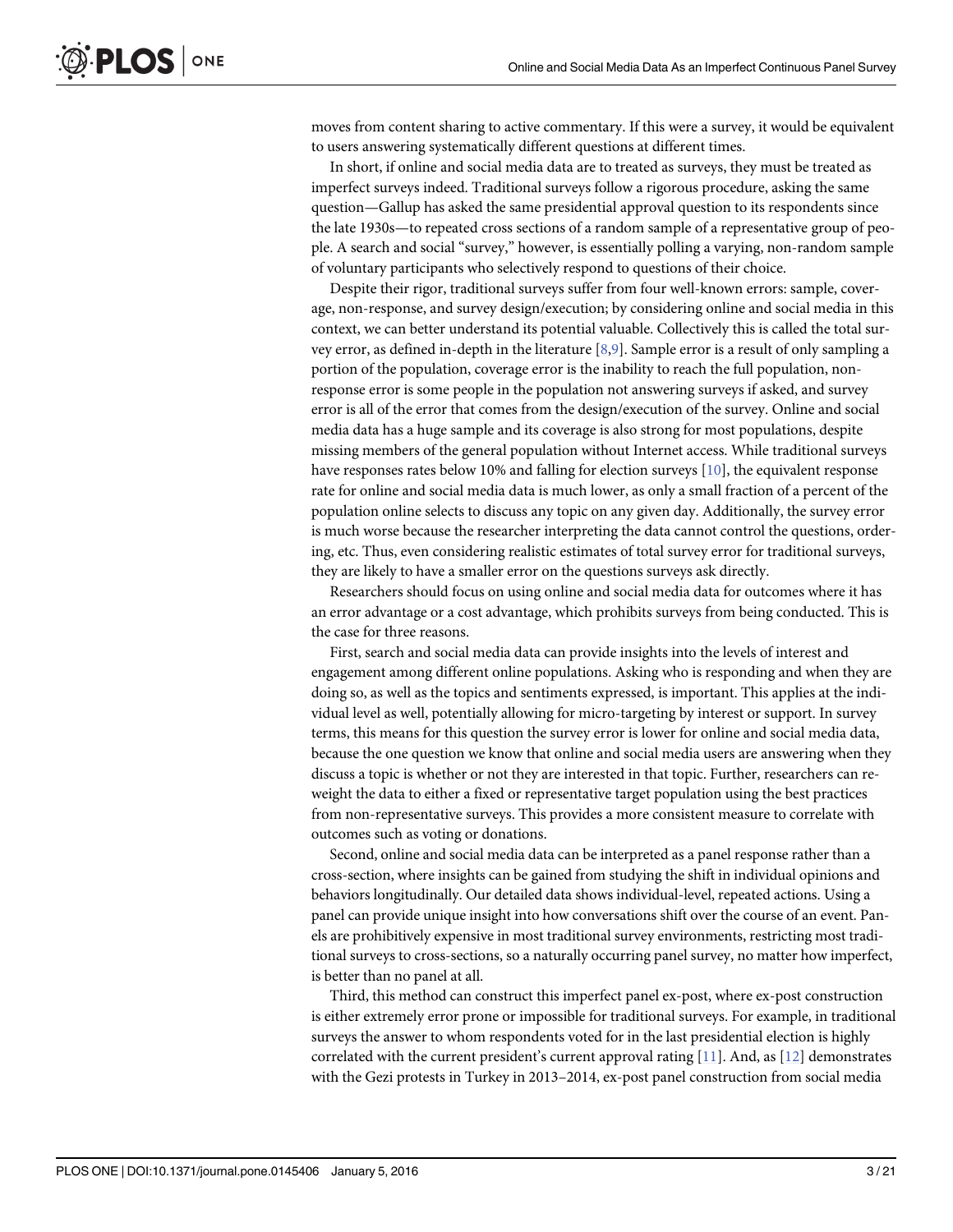moves from content sharing to active commentary. If this were a survey, it would be equivalent to users answering systematically different questions at different times.

In short, if online and social media data are to treated as surveys, they must be treated as imperfect surveys indeed. Traditional surveys follow a rigorous procedure, asking the same question—Gallup has asked the same presidential approval question to its respondents since the late 1930s—to repeated cross sections of a random sample of a representative group of people. A search and social "survey," however, is essentially polling a varying, non-random sample of voluntary participants who selectively respond to questions of their choice.

Despite their rigor, traditional surveys suffer from four well-known errors: sample, coverage, non-response, and survey design/execution; by considering online and social media in this context, we can better understand its potential valuable. Collectively this is called the total survey error, as defined in-depth in the literature [8,9]. Sample error is a result of only sampling a portion of the population, coverage error is the inability to reach the full population, non-response error is some people in the population not answering surveys if asked, and survey error is all of the error that comes from the design/execution of the survey. Online and social media data has a huge sample and its coverage is also strong for most populations, despite missing members of the general population without Internet access. While traditional surveys have responses rates below 10% and falling for election surveys [10], the equivalent response rate for online and social media data is much lower, as only a small fraction of a percent of the population online selects to discuss any topic on any given day. Additionally, the survey error is much worse because the researcher interpreting the data cannot control the questions, ordering, etc. Thus, even considering realistic estimates of total survey error for traditional surveys, they are likely to have a smaller error on the questions surveys ask directly.

Researchers should focus on using online and social media data for outcomes where it has an error advantage or a cost advantage, which prohibits surveys from being conducted. This is the case for three reasons.

First, search and social media data can provide insights into the levels of interest and engagement among different online populations. Asking who is responding and when they are doing so, as well as the topics and sentiments expressed, is important. This applies at the individual level as well, potentially allowing for micro-targeting by interest or support. In survey terms, this means for this question the survey error is lower for online and social media data, because the one question we know that online and social media users are answering when they discuss a topic is whether or not they are interested in that topic. Further, researchers can re-weight the data to either a fixed or representative target population using the best practices from non-representative surveys. This provides a more consistent measure to correlate with outcomes such as voting or donations.

Second, online and social media data can be interpreted as a panel response rather than a cross-section, where insights can be gained from studying the shift in individual opinions and behaviors longitudinally. Our detailed data shows individual-level, repeated actions. Using a panel can provide unique insight into how conversations shift over the course of an event. Panels are prohibitively expensive in most traditional survey environments, restricting most traditional surveys to cross-sections, so a naturally occurring panel survey, no matter how imperfect, is better than no panel at all.

Third, this method can construct this imperfect panel ex-post, where ex-post construction is either extremely error prone or impossible for traditional surveys. For example, in traditional surveys the answer to whom respondents voted for in the last presidential election is highly correlated with the current president's current approval rating [11]. And, as [12] demonstrates with the Gezi protests in Turkey in 2013–2014, ex-post panel construction from social media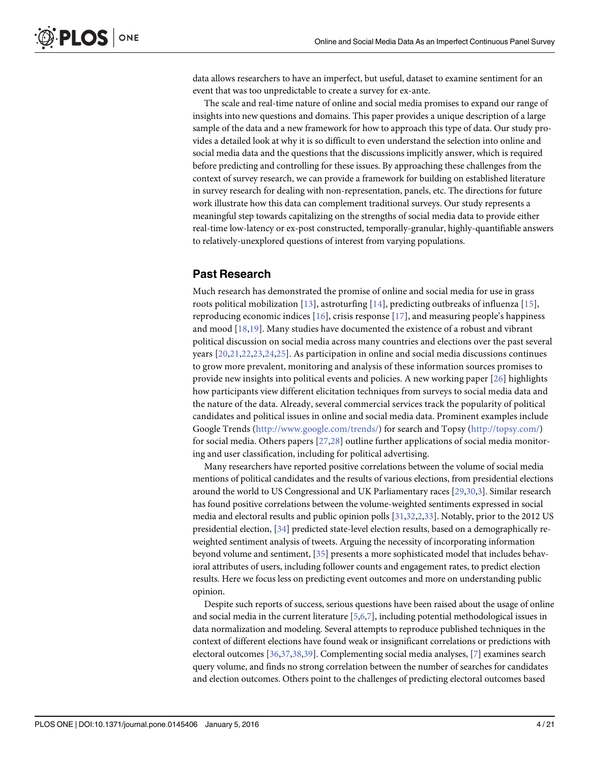data allows researchers to have an imperfect, but useful, dataset to examine sentiment for an event that was too unpredictable to create a survey for ex-ante.

The scale and real-time nature of online and social media promises to expand our range of insights into new questions and domains. This paper provides a unique description of a large sample of the data and a new framework for how to approach this type of data. Our study provides a detailed look at why it is so difficult to even understand the selection into online and social media data and the questions that the discussions implicitly answer, which is required before predicting and controlling for these issues. By approaching these challenges from the context of survey research, we can provide a framework for building on established literature in survey research for dealing with non-representation, panels, etc. The directions for future work illustrate how this data can complement traditional surveys. Our study represents a meaningful step towards capitalizing on the strengths of social media data to provide either real-time low-latency or ex-post constructed, temporally-granular, highly-quantifiable answers to relatively-unexplored questions of interest from varying populations.

## Past Research

Much research has demonstrated the promise of online and social media for use in grass roots political mobilization [13], astroturfing [14], predicting outbreaks of influenza [15], reproducing economic indices [16], crisis response [17], and measuring people's happiness and mood [18,19]. Many studies have documented the existence of a robust and vibrant political discussion on social media across many countries and elections over the past several years [20,21,22,23,24,25]. As participation in online and social media discussions continues to grow more prevalent, monitoring and analysis of these information sources promises to provide new insights into political events and policies. A new working paper [26] highlights how participants view different elicitation techniques from surveys to social media data and the nature of the data. Already, several commercial services track the popularity of political candidates and political issues in online and social media data. Prominent examples include Google Trends (http://www.google.com/trends/) for search and Topsy (http://topsy.com/) for social media. Others papers [27,28] outline further applications of social media monitoring and user classification, including for political advertising.

Many researchers have reported positive correlations between the volume of social media mentions of political candidates and the results of various elections, from presidential elections around the world to US Congressional and UK Parliamentary races [29,30,3]. Similar research has found positive correlations between the volume-weighted sentiments expressed in social media and electoral results and public opinion polls [31,32,2,33]. Notably, prior to the 2012 US presidential election, [34] predicted state-level election results, based on a demographically re-weighted sentiment analysis of tweets. Arguing the necessity of incorporating information beyond volume and sentiment, [35] presents a more sophisticated model that includes behavioral attributes of users, including follower counts and engagement rates, to predict election results. Here we focus less on predicting event outcomes and more on understanding public opinion.

Despite such reports of success, serious questions have been raised about the usage of online and social media in the current literature [5,6,7], including potential methodological issues in data normalization and modeling. Several attempts to reproduce published techniques in the context of different elections have found weak or insignificant correlations or predictions with electoral outcomes [36,37,38,39]. Complementing social media analyses, [7] examines search query volume, and finds no strong correlation between the number of searches for candidates and election outcomes. Others point to the challenges of predicting electoral outcomes based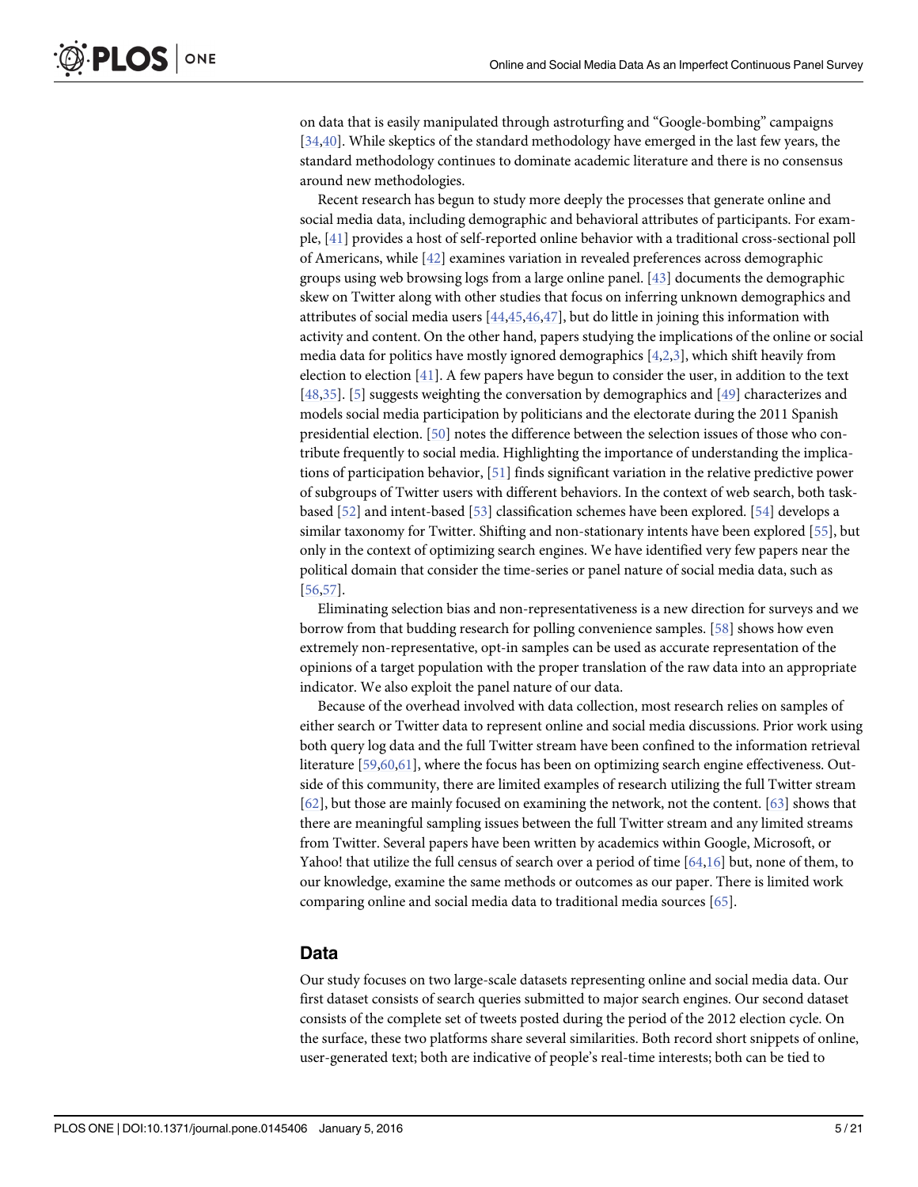on data that is easily manipulated through astroturfing and "Google-bombing" campaigns [34,40]. While skeptics of the standard methodology have emerged in the last few years, the standard methodology continues to dominate academic literature and there is no consensus around new methodologies.

Recent research has begun to study more deeply the processes that generate online and social media data, including demographic and behavioral attributes of participants. For example, [41] provides a host of self-reported online behavior with a traditional cross-sectional poll of Americans, while [42] examines variation in revealed preferences across demographic groups using web browsing logs from a large online panel. [43] documents the demographic skew on Twitter along with other studies that focus on inferring unknown demographics and attributes of social media users [44,45,46,47], but do little in joining this information with activity and content. On the other hand, papers studying the implications of the online or social media data for politics have mostly ignored demographics [4,2,3], which shift heavily from election to election [41]. A few papers have begun to consider the user, in addition to the text [48,35]. [5] suggests weighting the conversation by demographics and [49] characterizes and models social media participation by politicians and the electorate during the 2011 Spanish presidential election. [50] notes the difference between the selection issues of those who contribute frequently to social media. Highlighting the importance of understanding the implications of participation behavior, [51] finds significant variation in the relative predictive power of subgroups of Twitter users with different behaviors. In the context of web search, both task-based [52] and intent-based [53] classification schemes have been explored. [54] develops a similar taxonomy for Twitter. Shifting and non-stationary intents have been explored [55], but only in the context of optimizing search engines. We have identified very few papers near the political domain that consider the time-series or panel nature of social media data, such as [56,57].

Eliminating selection bias and non-representativeness is a new direction for surveys and we borrow from that budding research for polling convenience samples. [58] shows how even extremely non-representative, opt-in samples can be used as accurate representation of the opinions of a target population with the proper translation of the raw data into an appropriate indicator. We also exploit the panel nature of our data.

Because of the overhead involved with data collection, most research relies on samples of either search or Twitter data to represent online and social media discussions. Prior work using both query log data and the full Twitter stream have been confined to the information retrieval literature [59,60,61], where the focus has been on optimizing search engine effectiveness. Outside of this community, there are limited examples of research utilizing the full Twitter stream [62], but those are mainly focused on examining the network, not the content. [63] shows that there are meaningful sampling issues between the full Twitter stream and any limited streams from Twitter. Several papers have been written by academics within Google, Microsoft, or Yahoo! that utilize the full census of search over a period of time [64,16] but, none of them, to our knowledge, examine the same methods or outcomes as our paper. There is limited work comparing online and social media data to traditional media sources [65].

## Data

Our study focuses on two large-scale datasets representing online and social media data. Our first dataset consists of search queries submitted to major search engines. Our second dataset consists of the complete set of tweets posted during the period of the 2012 election cycle. On the surface, these two platforms share several similarities. Both record short snippets of online, user-generated text; both are indicative of people's real-time interests; both can be tied to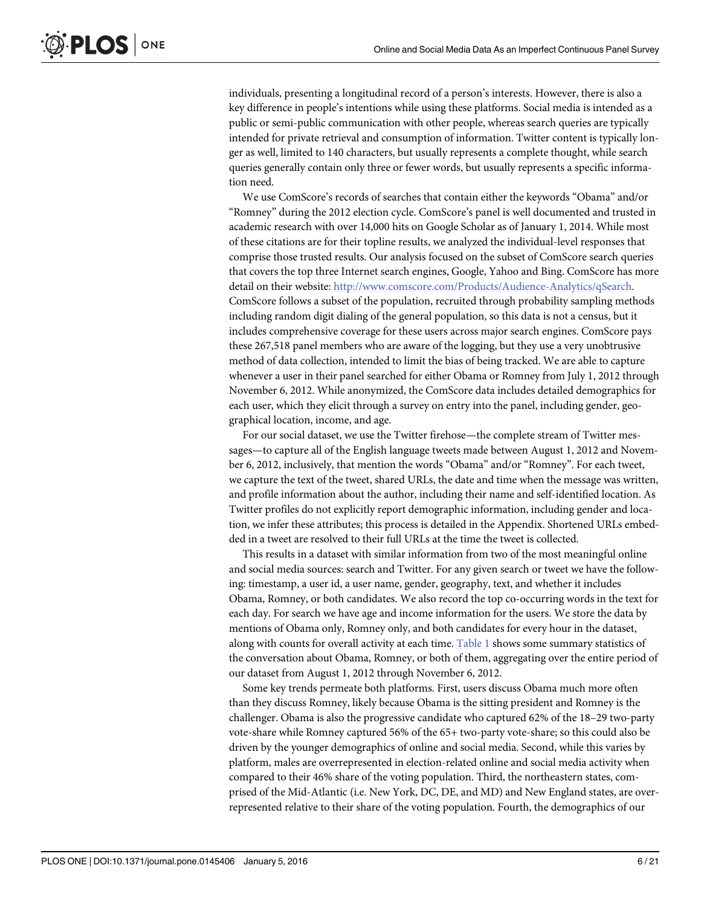individuals, presenting a longitudinal record of a person's interests. However, there is also a key difference in people's intentions while using these platforms. Social media is intended as a public or semi-public communication with other people, whereas search queries are typically intended for private retrieval and consumption of information. Twitter content is typically longer as well, limited to 140 characters, but usually represents a complete thought, while search queries generally contain only three or fewer words, but usually represents a specific information need.

We use ComScore's records of searches that contain either the keywords "Obama" and/or "Romney" during the 2012 election cycle. ComScore's panel is well documented and trusted in academic research with over 14,000 hits on Google Scholar as of January 1, 2014. While most of these citations are for their topline results, we analyzed the individual-level responses that comprise those trusted results. Our analysis focused on the subset of ComScore search queries that covers the top three Internet search engines, Google, Yahoo and Bing. ComScore has more detail on their website: http://www.comscore.com/Products/Audience-Analytics/qSearch. ComScore follows a subset of the population, recruited through probability sampling methods including random digit dialing of the general population, so this data is not a census, but it includes comprehensive coverage for these users across major search engines. ComScore pays these 267,518 panel members who are aware of the logging, but they use a very unobtrusive method of data collection, intended to limit the bias of being tracked. We are able to capture whenever a user in their panel searched for either Obama or Romney from July 1, 2012 through November 6, 2012. While anonymized, the ComScore data includes detailed demographics for each user, which they elicit through a survey on entry into the panel, including gender, geographical location, income, and age.

For our social dataset, we use the Twitter firehose—the complete stream of Twitter messages—to capture all of the English language tweets made between August 1, 2012 and November 6, 2012, inclusively, that mention the words "Obama" and/or "Romney". For each tweet, we capture the text of the tweet, shared URLs, the date and time when the message was written, and profile information about the author, including their name and self-identified location. As Twitter profiles do not explicitly report demographic information, including gender and location, we infer these attributes; this process is detailed in the Appendix. Shortened URLs embedded in a tweet are resolved to their full URLs at the time the tweet is collected.

This results in a dataset with similar information from two of the most meaningful online and social media sources: search and Twitter. For any given search or tweet we have the following: timestamp, a user id, a user name, gender, geography, text, and whether it includes Obama, Romney, or both candidates. We also record the top co-occurring words in the text for each day. For search we have age and income information for the users. We store the data by mentions of Obama only, Romney only, and both candidates for every hour in the dataset, along with counts for overall activity at each time. Table 1 shows some summary statistics of the conversation about Obama, Romney, or both of them, aggregating over the entire period of our dataset from August 1, 2012 through November 6, 2012.

Some key trends permeate both platforms. First, users discuss Obama much more often than they discuss Romney, likely because Obama is the sitting president and Romney is the challenger. Obama is also the progressive candidate who captured 62% of the 18–29 two-party vote-share while Romney captured 56% of the 65+ two-party vote-share; so this could also be driven by the younger demographics of online and social media. Second, while this varies by platform, males are overrepresented in election-related online and social media activity when compared to their 46% share of the voting population. Third, the northeastern states, comprised of the Mid-Atlantic (i.e. New York, DC, DE, and MD) and New England states, are overrepresented relative to their share of the voting population. Fourth, the demographics of our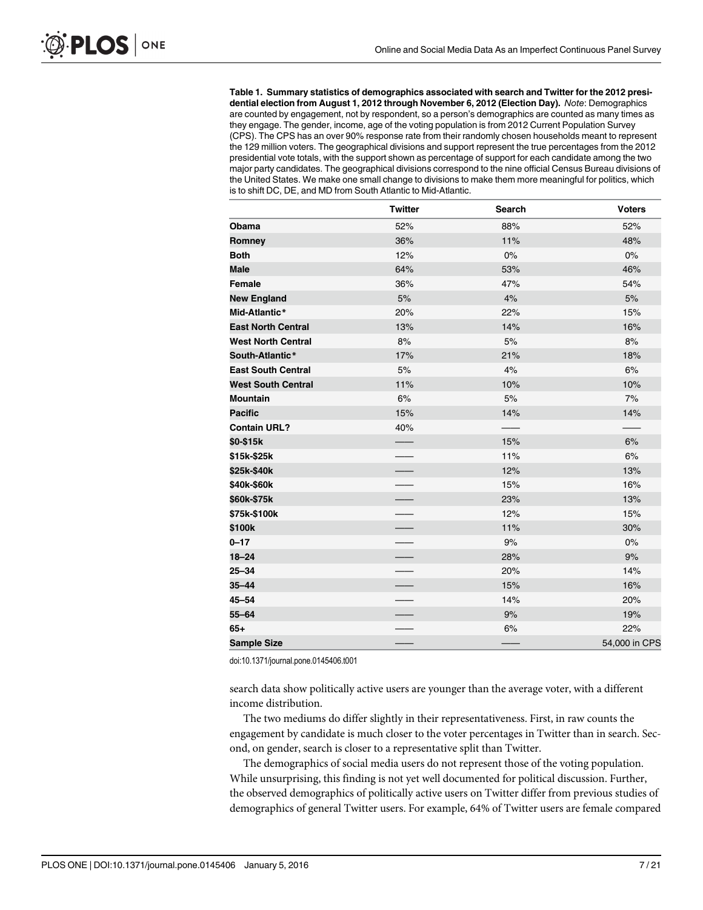**Table 1. Summary statistics of demographics associated with search and Twitter for the 2012 presidential election from August 1, 2012 through November 6, 2012 (Election Day).** *Note*: Demographics are counted by engagement, not by respondent, so a person's demographics are counted as many times as they engage. The gender, income, age of the voting population is from 2012 Current Population Survey (CPS). The CPS has an over 90% response rate from their randomly chosen households meant to represent the 129 million voters. The geographical divisions and support represent the true percentages from the 2012 presidential vote totals, with the support shown as percentage of support for each candidate among the two major party candidates. The geographical divisions correspond to the nine official Census Bureau divisions of the United States. We make one small change to divisions to make them more meaningful for politics, which is to shift DC, DE, and MD from South Atlantic to Mid-Atlantic.

| | Twitter | Search | Voters |
|---|---|---|---|
| **Obama** | 52% | 88% | 52% |
| **Romney** | 36% | 11% | 48% |
| **Both** | 12% | 0% | 0% |
| **Male** | 64% | 53% | 46% |
| **Female** | 36% | 47% | 54% |
| **New England** | 5% | 4% | 5% |
| **Mid-Atlantic*** | 20% | 22% | 15% |
| **East North Central** | 13% | 14% | 16% |
| **West North Central** | 8% | 5% | 8% |
| **South-Atlantic*** | 17% | 21% | 18% |
| **East South Central** | 5% | 4% | 6% |
| **West South Central** | 11% | 10% | 10% |
| **Mountain** | 6% | 5% | 7% |
| **Pacific** | 15% | 14% | 14% |
| **Contain URL?** | 40% | —— | —— |
| **$0-$15k** | —— | 15% | 6% |
| **$15k-$25k** | —— | 11% | 6% |
| **$25k-$40k** | —— | 12% | 13% |
| **$40k-$60k** | —— | 15% | 16% |
| **$60k-$75k** | —— | 23% | 13% |
| **$75k-$100k** | —— | 12% | 15% |
| **$100k** | —— | 11% | 30% |
| **0–17** | —— | 9% | 0% |
| **18–24** | —— | 28% | 9% |
| **25–34** | —— | 20% | 14% |
| **35–44** | —— | 15% | 16% |
| **45–54** | —— | 14% | 20% |
| **55–64** | —— | 9% | 19% |
| **65+** | —— | 6% | 22% |
| **Sample Size** | —— | —— | 54,000 in CPS |

doi:10.1371/journal.pone.0145406.t001

search data show politically active users are younger than the average voter, with a different income distribution.

The two mediums do differ slightly in their representativeness. First, in raw counts the engagement by candidate is much closer to the voter percentages in Twitter than in search. Second, on gender, search is closer to a representative split than Twitter.

The demographics of social media users do not represent those of the voting population. While unsurprising, this finding is not yet well documented for political discussion. Further, the observed demographics of politically active users on Twitter differ from previous studies of demographics of general Twitter users. For example, 64% of Twitter users are female compared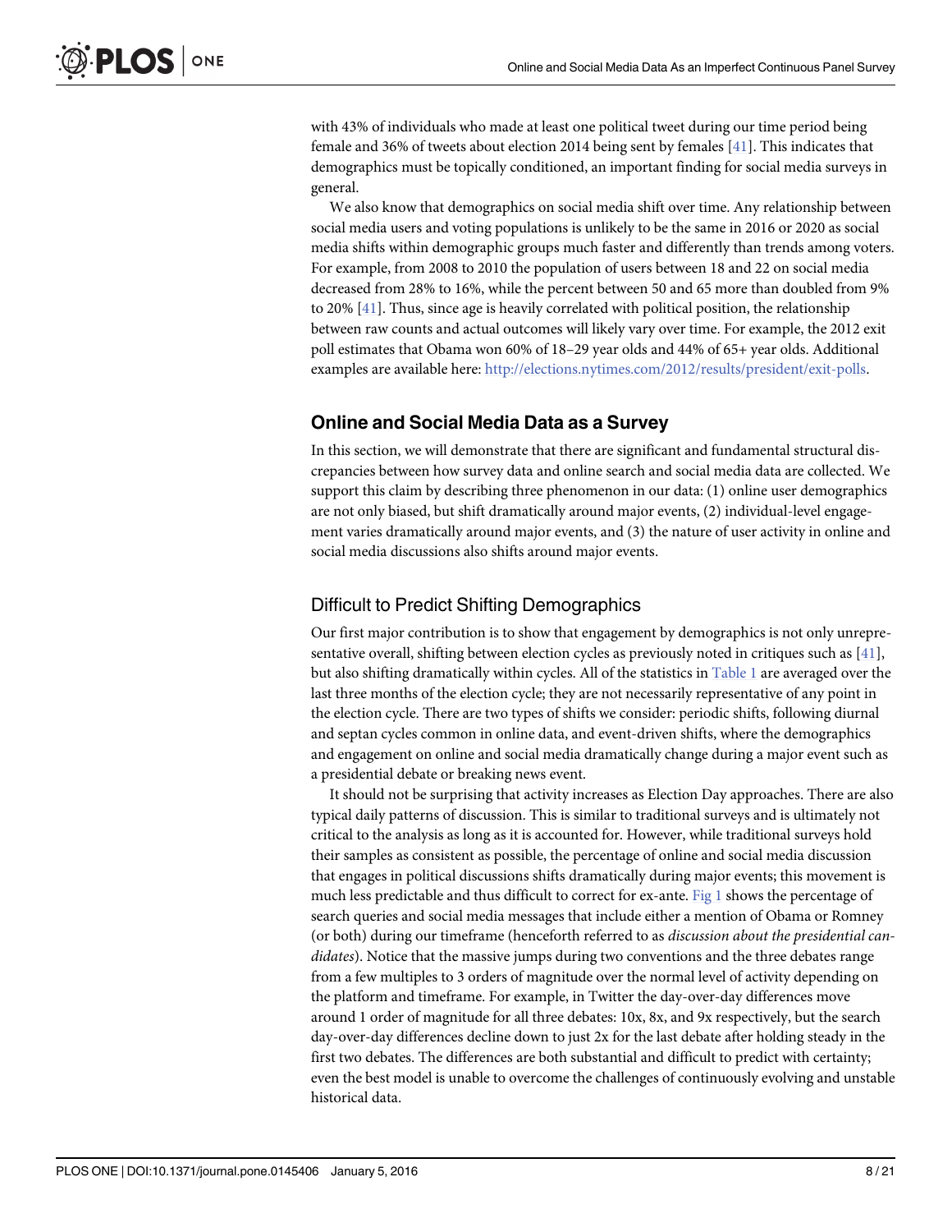with 43% of individuals who made at least one political tweet during our time period being female and 36% of tweets about election 2014 being sent by females [41]. This indicates that demographics must be topically conditioned, an important finding for social media surveys in general.

We also know that demographics on social media shift over time. Any relationship between social media users and voting populations is unlikely to be the same in 2016 or 2020 as social media shifts within demographic groups much faster and differently than trends among voters. For example, from 2008 to 2010 the population of users between 18 and 22 on social media decreased from 28% to 16%, while the percent between 50 and 65 more than doubled from 9% to 20% [41]. Thus, since age is heavily correlated with political position, the relationship between raw counts and actual outcomes will likely vary over time. For example, the 2012 exit poll estimates that Obama won 60% of 18–29 year olds and 44% of 65+ year olds. Additional examples are available here: http://elections.nytimes.com/2012/results/president/exit-polls.

## Online and Social Media Data as a Survey

In this section, we will demonstrate that there are significant and fundamental structural discrepancies between how survey data and online search and social media data are collected. We support this claim by describing three phenomenon in our data: (1) online user demographics are not only biased, but shift dramatically around major events, (2) individual-level engagement varies dramatically around major events, and (3) the nature of user activity in online and social media discussions also shifts around major events.

### Difficult to Predict Shifting Demographics

Our first major contribution is to show that engagement by demographics is not only unrepresentative overall, shifting between election cycles as previously noted in critiques such as [41], but also shifting dramatically within cycles. All of the statistics in Table 1 are averaged over the last three months of the election cycle; they are not necessarily representative of any point in the election cycle. There are two types of shifts we consider: periodic shifts, following diurnal and septan cycles common in online data, and event-driven shifts, where the demographics and engagement on online and social media dramatically change during a major event such as a presidential debate or breaking news event.

It should not be surprising that activity increases as Election Day approaches. There are also typical daily patterns of discussion. This is similar to traditional surveys and is ultimately not critical to the analysis as long as it is accounted for. However, while traditional surveys hold their samples as consistent as possible, the percentage of online and social media discussion that engages in political discussions shifts dramatically during major events; this movement is much less predictable and thus difficult to correct for ex-ante. Fig 1 shows the percentage of search queries and social media messages that include either a mention of Obama or Romney (or both) during our timeframe (henceforth referred to as *discussion about the presidential candidates*). Notice that the massive jumps during two conventions and the three debates range from a few multiples to 3 orders of magnitude over the normal level of activity depending on the platform and timeframe. For example, in Twitter the day-over-day differences move around 1 order of magnitude for all three debates: 10x, 8x, and 9x respectively, but the search day-over-day differences decline down to just 2x for the last debate after holding steady in the first two debates. The differences are both substantial and difficult to predict with certainty; even the best model is unable to overcome the challenges of continuously evolving and unstable historical data.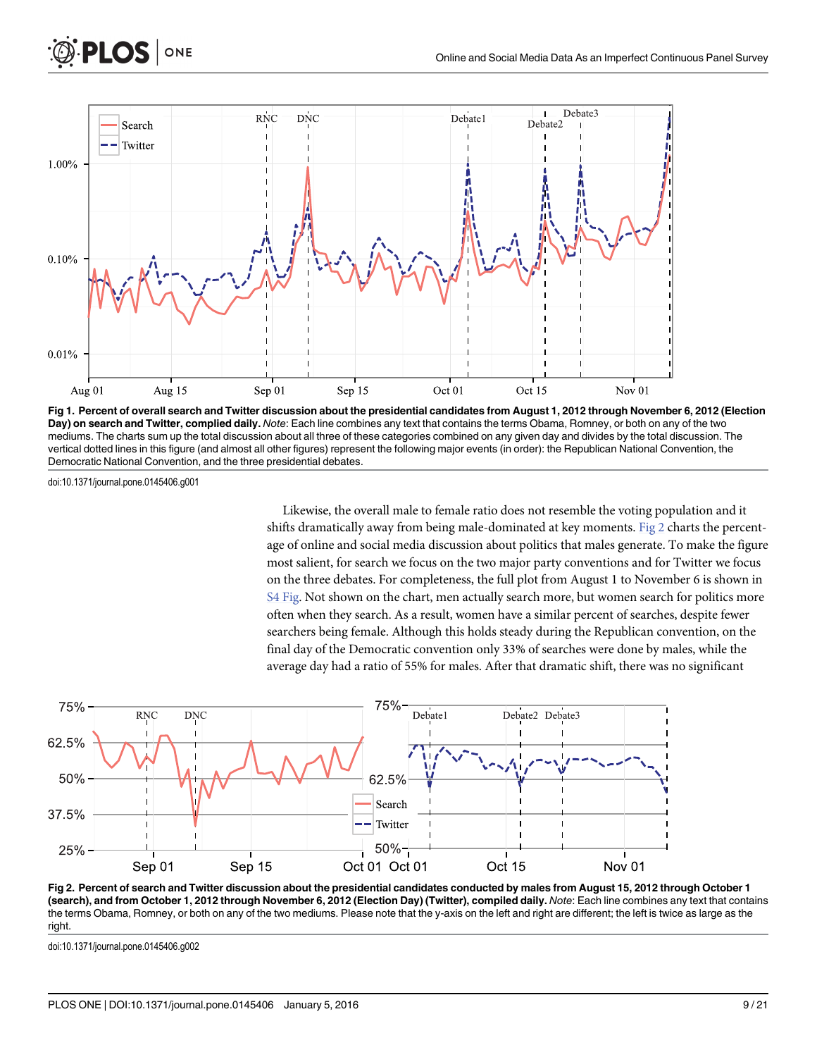**Fig 1. Percent of overall search and Twitter discussion about the presidential candidates from August 1, 2012 through November 6, 2012 (Election Day) on search and Twitter, complied daily.** *Note*: Each line combines any text that contains the terms Obama, Romney, or both on any of the two mediums. The charts sum up the total discussion about all three of these categories combined on any given day and divides by the total discussion. The vertical dotted lines in this figure (and almost all other figures) represent the following major events (in order): the Republican National Convention, the Democratic National Convention, and the three presidential debates.

doi:10.1371/journal.pone.0145406.g001

Likewise, the overall male to female ratio does not resemble the voting population and it shifts dramatically away from being male-dominated at key moments. Fig 2 charts the percentage of online and social media discussion about politics that males generate. To make the figure most salient, for search we focus on the two major party conventions and for Twitter we focus on the three debates. For completeness, the full plot from August 1 to November 6 is shown in S4 Fig. Not shown on the chart, men actually search more, but women search for politics more often when they search. As a result, women have a similar percent of searches, despite fewer searchers being female. Although this holds steady during the Republican convention, on the final day of the Democratic convention only 33% of searches were done by males, while the average day had a ratio of 55% for males. After that dramatic shift, there was no significant

**Fig 2. Percent of search and Twitter discussion about the presidential candidates conducted by males from August 15, 2012 through October 1 (search), and from October 1, 2012 through November 6, 2012 (Election Day) (Twitter), compiled daily.** *Note*: Each line combines any text that contains the terms Obama, Romney, or both on any of the two mediums. Please note that the y-axis on the left and right are different; the left is twice as large as the right.

doi:10.1371/journal.pone.0145406.g002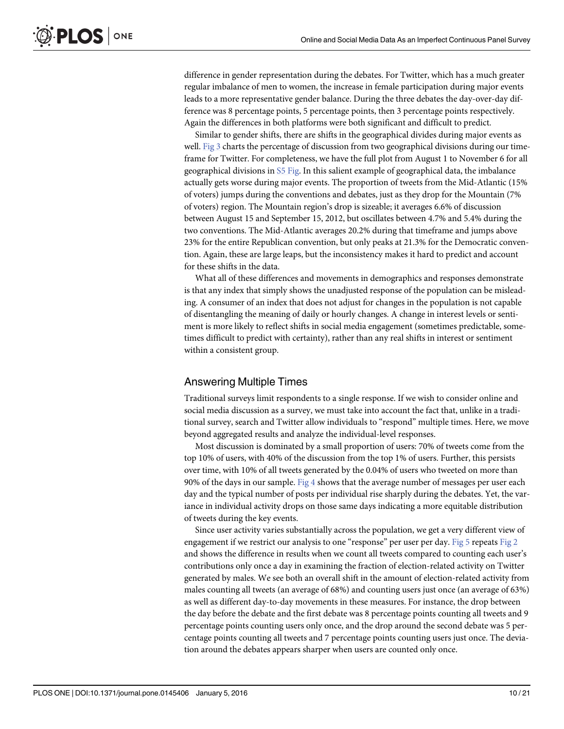difference in gender representation during the debates. For Twitter, which has a much greater regular imbalance of men to women, the increase in female participation during major events leads to a more representative gender balance. During the three debates the day-over-day difference was 8 percentage points, 5 percentage points, then 3 percentage points respectively. Again the differences in both platforms were both significant and difficult to predict.

Similar to gender shifts, there are shifts in the geographical divides during major events as well. Fig 3 charts the percentage of discussion from two geographical divisions during our timeframe for Twitter. For completeness, we have the full plot from August 1 to November 6 for all geographical divisions in S5 Fig. In this salient example of geographical data, the imbalance actually gets worse during major events. The proportion of tweets from the Mid-Atlantic (15% of voters) jumps during the conventions and debates, just as they drop for the Mountain (7% of voters) region. The Mountain region's drop is sizeable; it averages 6.6% of discussion between August 15 and September 15, 2012, but oscillates between 4.7% and 5.4% during the two conventions. The Mid-Atlantic averages 20.2% during that timeframe and jumps above 23% for the entire Republican convention, but only peaks at 21.3% for the Democratic convention. Again, these are large leaps, but the inconsistency makes it hard to predict and account for these shifts in the data.

What all of these differences and movements in demographics and responses demonstrate is that any index that simply shows the unadjusted response of the population can be misleading. A consumer of an index that does not adjust for changes in the population is not capable of disentangling the meaning of daily or hourly changes. A change in interest levels or sentiment is more likely to reflect shifts in social media engagement (sometimes predictable, sometimes difficult to predict with certainty), rather than any real shifts in interest or sentiment within a consistent group.

## Answering Multiple Times

Traditional surveys limit respondents to a single response. If we wish to consider online and social media discussion as a survey, we must take into account the fact that, unlike in a traditional survey, search and Twitter allow individuals to "respond" multiple times. Here, we move beyond aggregated results and analyze the individual-level responses.

Most discussion is dominated by a small proportion of users: 70% of tweets come from the top 10% of users, with 40% of the discussion from the top 1% of users. Further, this persists over time, with 10% of all tweets generated by the 0.04% of users who tweeted on more than 90% of the days in our sample. Fig 4 shows that the average number of messages per user each day and the typical number of posts per individual rise sharply during the debates. Yet, the variance in individual activity drops on those same days indicating a more equitable distribution of tweets during the key events.

Since user activity varies substantially across the population, we get a very different view of engagement if we restrict our analysis to one "response" per user per day. Fig 5 repeats Fig 2 and shows the difference in results when we count all tweets compared to counting each user's contributions only once a day in examining the fraction of election-related activity on Twitter generated by males. We see both an overall shift in the amount of election-related activity from males counting all tweets (an average of 68%) and counting users just once (an average of 63%) as well as different day-to-day movements in these measures. For instance, the drop between the day before the debate and the first debate was 8 percentage points counting all tweets and 9 percentage points counting users only once, and the drop around the second debate was 5 percentage points counting all tweets and 7 percentage points counting users just once. The deviation around the debates appears sharper when users are counted only once.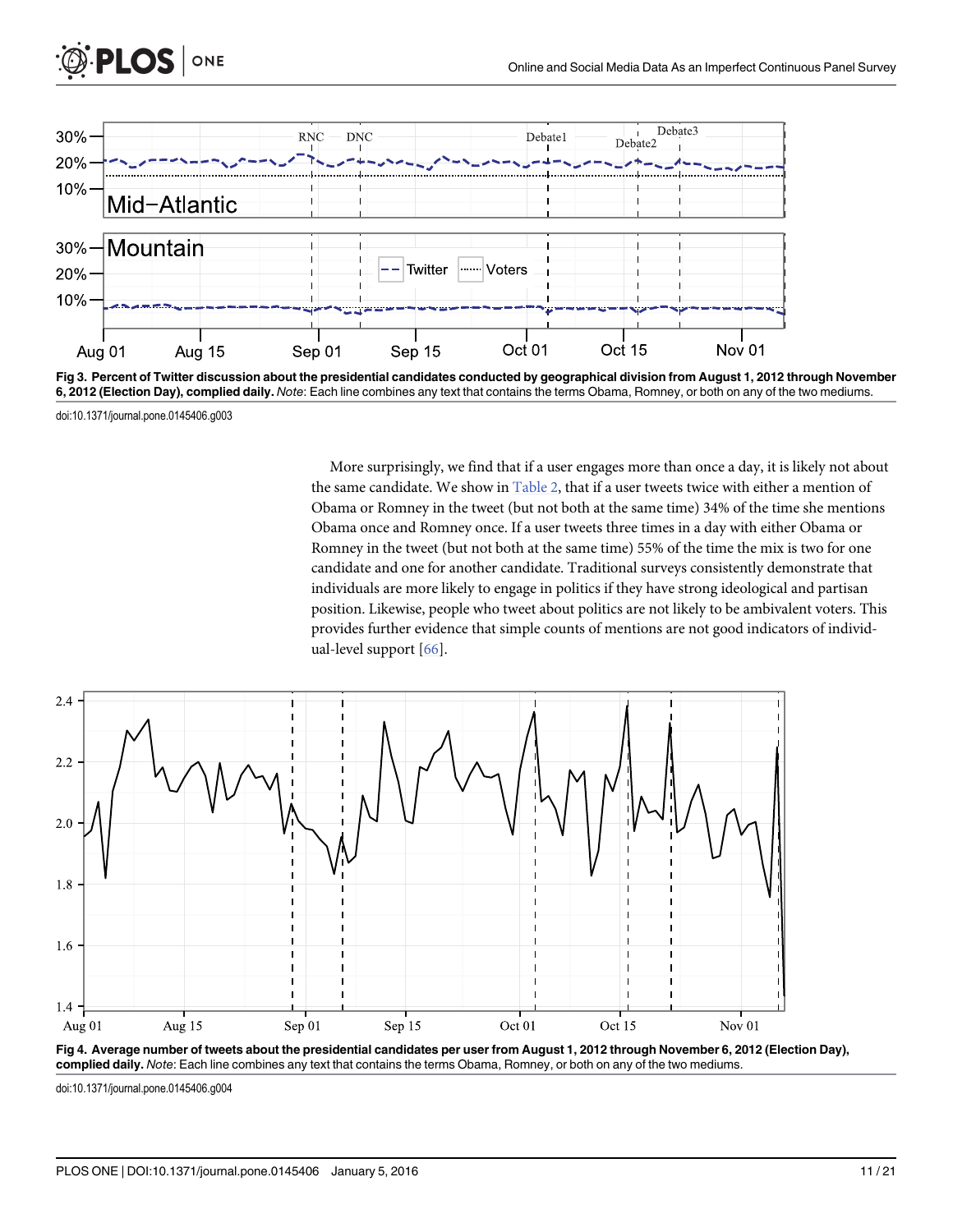**Fig 3. Percent of Twitter discussion about the presidential candidates conducted by geographical division from August 1, 2012 through November 6, 2012 (Election Day), complied daily.** *Note*: Each line combines any text that contains the terms Obama, Romney, or both on any of the two mediums.

doi:10.1371/journal.pone.0145406.g003

More surprisingly, we find that if a user engages more than once a day, it is likely not about the same candidate. We show in Table 2, that if a user tweets twice with either a mention of Obama or Romney in the tweet (but not both at the same time) 34% of the time she mentions Obama once and Romney once. If a user tweets three times in a day with either Obama or Romney in the tweet (but not both at the same time) 55% of the time the mix is two for one candidate and one for another candidate. Traditional surveys consistently demonstrate that individuals are more likely to engage in politics if they have strong ideological and partisan position. Likewise, people who tweet about politics are not likely to be ambivalent voters. This provides further evidence that simple counts of mentions are not good indicators of individual-level support [66].

**Fig 4. Average number of tweets about the presidential candidates per user from August 1, 2012 through November 6, 2012 (Election Day), complied daily.** *Note*: Each line combines any text that contains the terms Obama, Romney, or both on any of the two mediums.

doi:10.1371/journal.pone.0145406.g004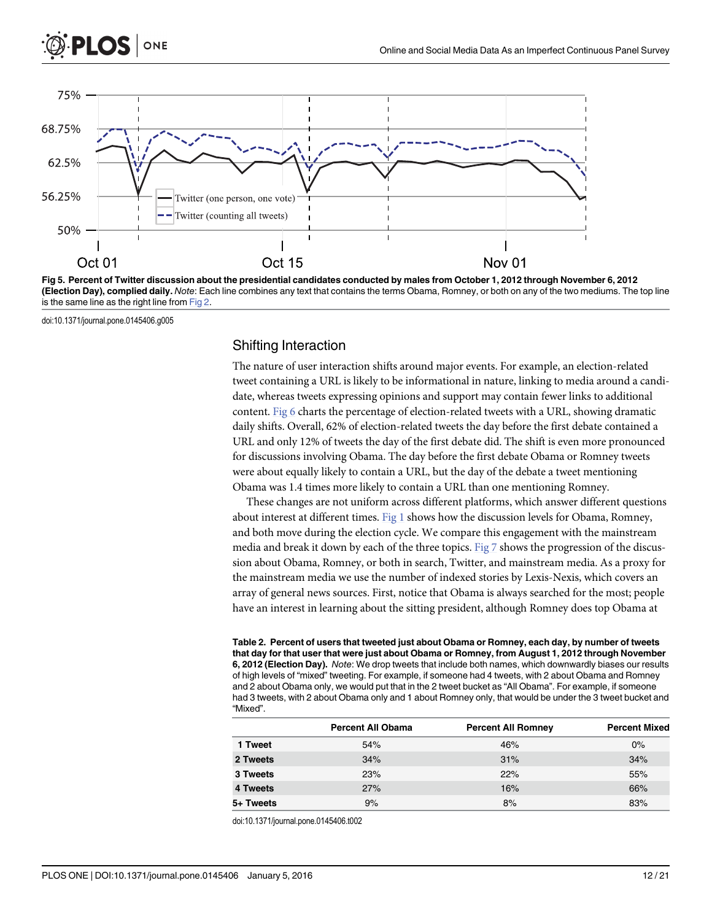**Fig 5. Percent of Twitter discussion about the presidential candidates conducted by males from October 1, 2012 through November 6, 2012 (Election Day), complied daily.** *Note*: Each line combines any text that contains the terms Obama, Romney, or both on any of the two mediums. The top line is the same line as the right line from Fig 2.

doi:10.1371/journal.pone.0145406.g005

## Shifting Interaction

The nature of user interaction shifts around major events. For example, an election-related tweet containing a URL is likely to be informational in nature, linking to media around a candidate, whereas tweets expressing opinions and support may contain fewer links to additional content. Fig 6 charts the percentage of election-related tweets with a URL, showing dramatic daily shifts. Overall, 62% of election-related tweets the day before the first debate contained a URL and only 12% of tweets the day of the first debate did. The shift is even more pronounced for discussions involving Obama. The day before the first debate Obama or Romney tweets were about equally likely to contain a URL, but the day of the debate a tweet mentioning Obama was 1.4 times more likely to contain a URL than one mentioning Romney.

These changes are not uniform across different platforms, which answer different questions about interest at different times. Fig 1 shows how the discussion levels for Obama, Romney, and both move during the election cycle. We compare this engagement with the mainstream media and break it down by each of the three topics. Fig 7 shows the progression of the discussion about Obama, Romney, or both in search, Twitter, and mainstream media. As a proxy for the mainstream media we use the number of indexed stories by Lexis-Nexis, which covers an array of general news sources. First, notice that Obama is always searched for the most; people have an interest in learning about the sitting president, although Romney does top Obama at

**Table 2. Percent of users that tweeted just about Obama or Romney, each day, by number of tweets that day for that user that were just about Obama or Romney, from August 1, 2012 through November 6, 2012 (Election Day).** *Note*: We drop tweets that include both names, which downwardly biases our results of high levels of "mixed" tweeting. For example, if someone had 4 tweets, with 2 about Obama and Romney and 2 about Obama only, we would put that in the 2 tweet bucket as "All Obama". For example, if someone had 3 tweets, with 2 about Obama only and 1 about Romney only, that would be under the 3 tweet bucket and "Mixed".

| | Percent All Obama | Percent All Romney | Percent Mixed |
|---|---|---|---|
| 1 Tweet | 54% | 46% | 0% |
| 2 Tweets | 34% | 31% | 34% |
| 3 Tweets | 23% | 22% | 55% |
| 4 Tweets | 27% | 16% | 66% |
| 5+ Tweets | 9% | 8% | 83% |

doi:10.1371/journal.pone.0145406.t002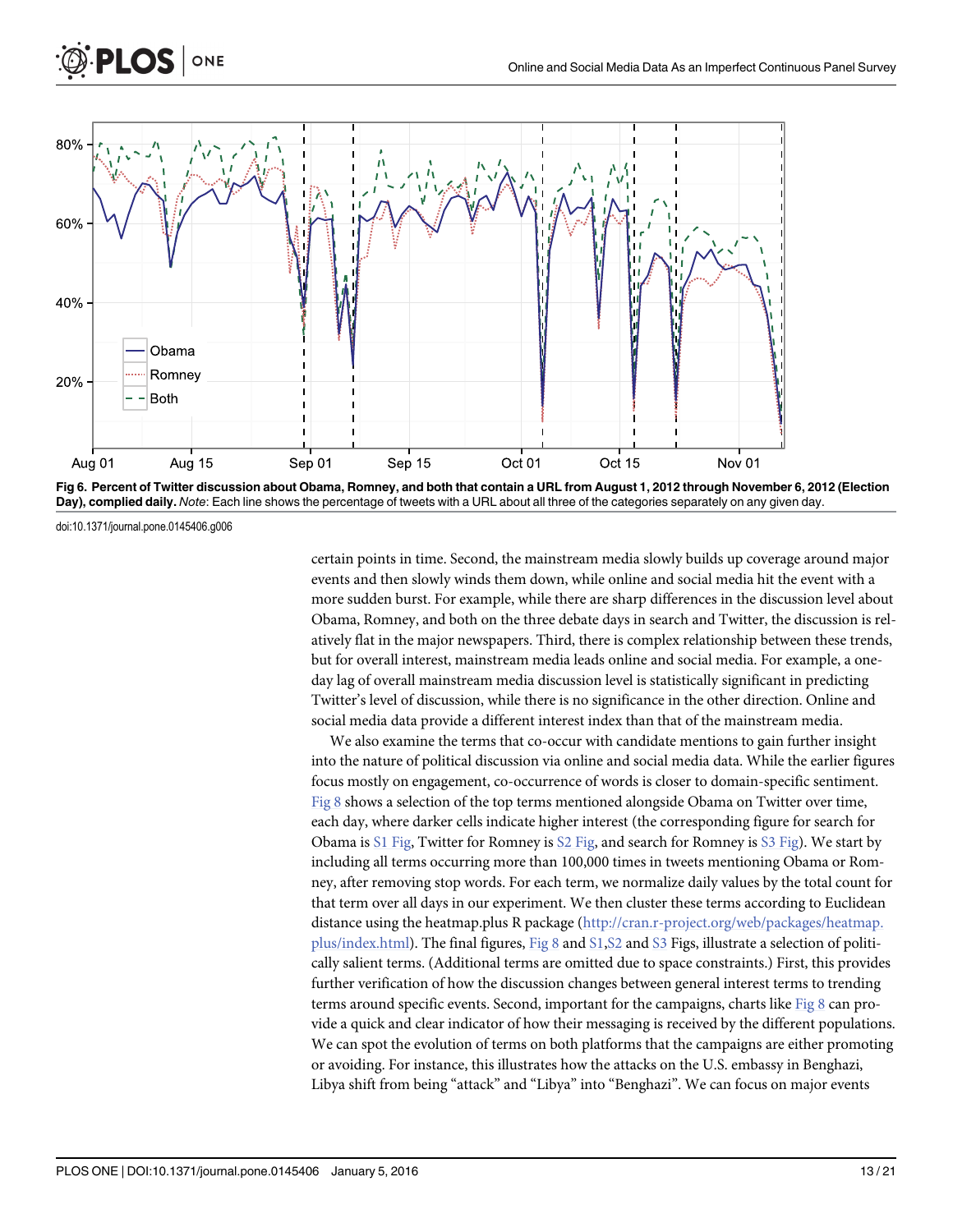**Fig 6. Percent of Twitter discussion about Obama, Romney, and both that contain a URL from August 1, 2012 through November 6, 2012 (Election Day), complied daily.** *Note:* Each line shows the percentage of tweets with a URL about all three of the categories separately on any given day.

doi:10.1371/journal.pone.0145406.g006

certain points in time. Second, the mainstream media slowly builds up coverage around major events and then slowly winds them down, while online and social media hit the event with a more sudden burst. For example, while there are sharp differences in the discussion level about Obama, Romney, and both on the three debate days in search and Twitter, the discussion is relatively flat in the major newspapers. Third, there is complex relationship between these trends, but for overall interest, mainstream media leads online and social media. For example, a one-day lag of overall mainstream media discussion level is statistically significant in predicting Twitter's level of discussion, while there is no significance in the other direction. Online and social media data provide a different interest index than that of the mainstream media.

We also examine the terms that co-occur with candidate mentions to gain further insight into the nature of political discussion via online and social media data. While the earlier figures focus mostly on engagement, co-occurrence of words is closer to domain-specific sentiment. Fig 8 shows a selection of the top terms mentioned alongside Obama on Twitter over time, each day, where darker cells indicate higher interest (the corresponding figure for search for Obama is S1 Fig, Twitter for Romney is S2 Fig, and search for Romney is S3 Fig). We start by including all terms occurring more than 100,000 times in tweets mentioning Obama or Romney, after removing stop words. For each term, we normalize daily values by the total count for that term over all days in our experiment. We then cluster these terms according to Euclidean distance using the heatmap.plus R package (http://cran.r-project.org/web/packages/heatmap.plus/index.html). The final figures, Fig 8 and S1,S2 and S3 Figs, illustrate a selection of politically salient terms. (Additional terms are omitted due to space constraints.) First, this provides further verification of how the discussion changes between general interest terms to trending terms around specific events. Second, important for the campaigns, charts like Fig 8 can provide a quick and clear indicator of how their messaging is received by the different populations. We can spot the evolution of terms on both platforms that the campaigns are either promoting or avoiding. For instance, this illustrates how the attacks on the U.S. embassy in Benghazi, Libya shift from being "attack" and "Libya" into "Benghazi". We can focus on major events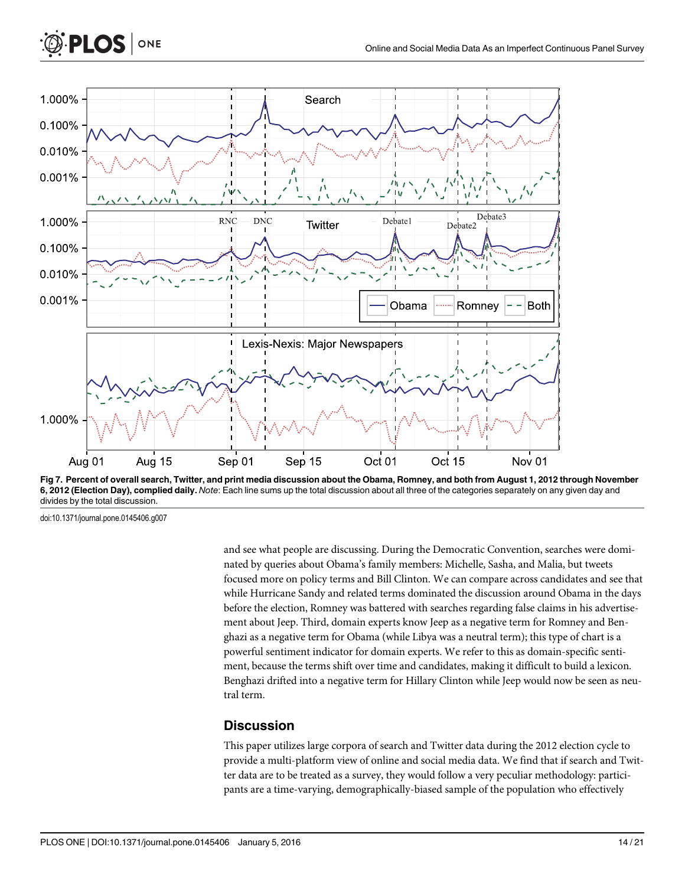**Fig 7. Percent of overall search, Twitter, and print media discussion about the Obama, Romney, and both from August 1, 2012 through November 6, 2012 (Election Day), complied daily.** *Note*: Each line sums up the total discussion about all three of the categories separately on any given day and divides by the total discussion.

doi:10.1371/journal.pone.0145406.g007

and see what people are discussing. During the Democratic Convention, searches were dominated by queries about Obama's family members: Michelle, Sasha, and Malia, but tweets focused more on policy terms and Bill Clinton. We can compare across candidates and see that while Hurricane Sandy and related terms dominated the discussion around Obama in the days before the election, Romney was battered with searches regarding false claims in his advertisement about Jeep. Third, domain experts know Jeep as a negative term for Romney and Benghazi as a negative term for Obama (while Libya was a neutral term); this type of chart is a powerful sentiment indicator for domain experts. We refer to this as domain-specific sentiment, because the terms shift over time and candidates, making it difficult to build a lexicon. Benghazi drifted into a negative term for Hillary Clinton while Jeep would now be seen as neutral term.

## Discussion

This paper utilizes large corpora of search and Twitter data during the 2012 election cycle to provide a multi-platform view of online and social media data. We find that if search and Twitter data are to be treated as a survey, they would follow a very peculiar methodology: participants are a time-varying, demographically-biased sample of the population who effectively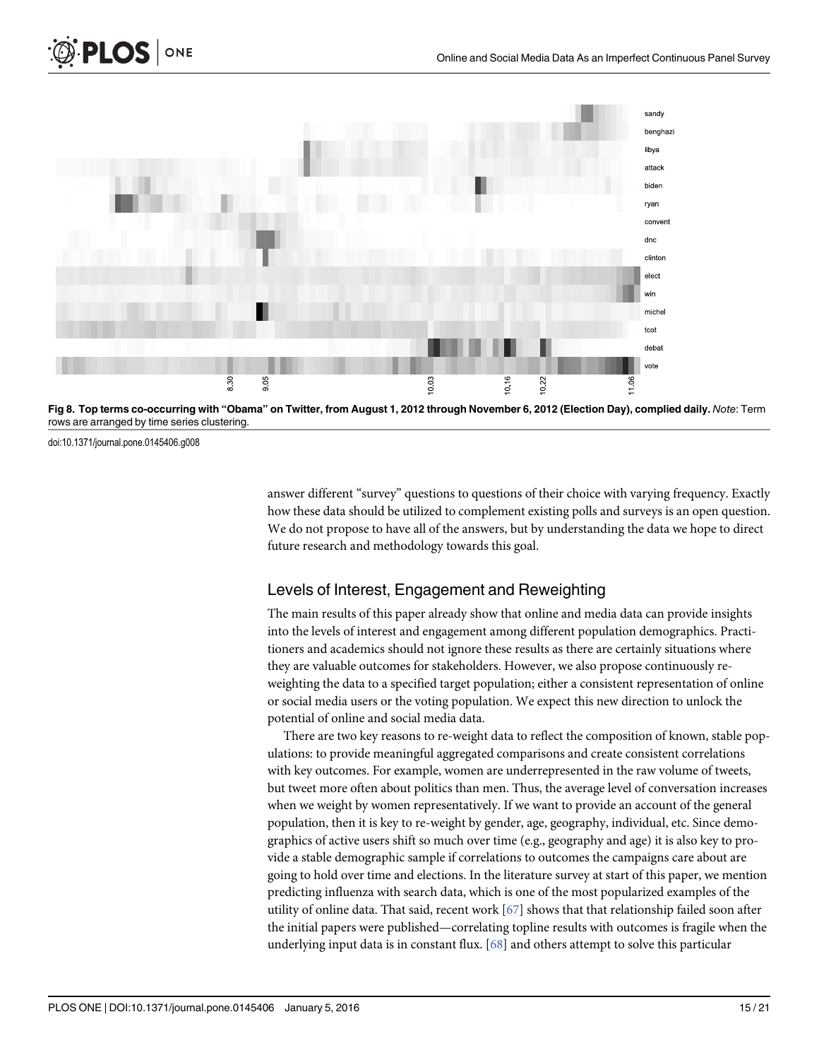sandy
benghazi
libya
attack
biden
ryan
convent
dnc
clinton
elect
win
michel
tcot
debat
vote

8.30
9.05
10.03
10.16
10.22
11.06

**Fig 8. Top terms co-occurring with "Obama" on Twitter, from August 1, 2012 through November 6, 2012 (Election Day), complied daily.** *Note*: Term rows are arranged by time series clustering.

doi:10.1371/journal.pone.0145406.g008

answer different "survey" questions to questions of their choice with varying frequency. Exactly how these data should be utilized to complement existing polls and surveys is an open question. We do not propose to have all of the answers, but by understanding the data we hope to direct future research and methodology towards this goal.

## Levels of Interest, Engagement and Reweighting

The main results of this paper already show that online and media data can provide insights into the levels of interest and engagement among different population demographics. Practitioners and academics should not ignore these results as there are certainly situations where they are valuable outcomes for stakeholders. However, we also propose continuously reweighting the data to a specified target population; either a consistent representation of online or social media users or the voting population. We expect this new direction to unlock the potential of online and social media data.

There are two key reasons to re-weight data to reflect the composition of known, stable populations: to provide meaningful aggregated comparisons and create consistent correlations with key outcomes. For example, women are underrepresented in the raw volume of tweets, but tweet more often about politics than men. Thus, the average level of conversation increases when we weight by women representatively. If we want to provide an account of the general population, then it is key to re-weight by gender, age, geography, individual, etc. Since demographics of active users shift so much over time (e.g., geography and age) it is also key to provide a stable demographic sample if correlations to outcomes the campaigns care about are going to hold over time and elections. In the literature survey at start of this paper, we mention predicting influenza with search data, which is one of the most popularized examples of the utility of online data. That said, recent work [67] shows that that relationship failed soon after the initial papers were published—correlating topline results with outcomes is fragile when the underlying input data is in constant flux. [68] and others attempt to solve this particular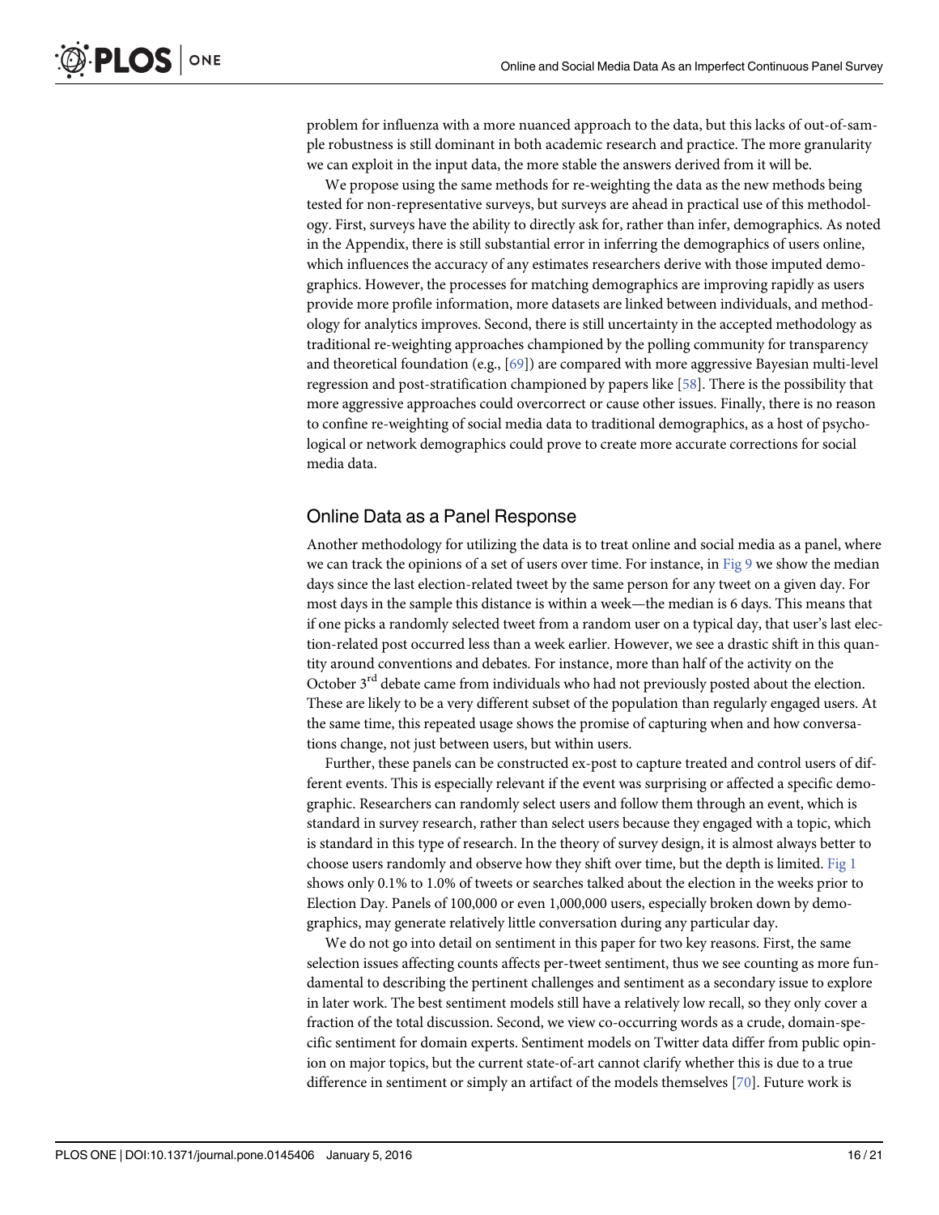problem for influenza with a more nuanced approach to the data, but this lacks of out-of-sample robustness is still dominant in both academic research and practice. The more granularity we can exploit in the input data, the more stable the answers derived from it will be.

We propose using the same methods for re-weighting the data as the new methods being tested for non-representative surveys, but surveys are ahead in practical use of this methodology. First, surveys have the ability to directly ask for, rather than infer, demographics. As noted in the Appendix, there is still substantial error in inferring the demographics of users online, which influences the accuracy of any estimates researchers derive with those imputed demographics. However, the processes for matching demographics are improving rapidly as users provide more profile information, more datasets are linked between individuals, and methodology for analytics improves. Second, there is still uncertainty in the accepted methodology as traditional re-weighting approaches championed by the polling community for transparency and theoretical foundation (e.g., [69]) are compared with more aggressive Bayesian multi-level regression and post-stratification championed by papers like [58]. There is the possibility that more aggressive approaches could overcorrect or cause other issues. Finally, there is no reason to confine re-weighting of social media data to traditional demographics, as a host of psychological or network demographics could prove to create more accurate corrections for social media data.

## Online Data as a Panel Response

Another methodology for utilizing the data is to treat online and social media as a panel, where we can track the opinions of a set of users over time. For instance, in Fig 9 we show the median days since the last election-related tweet by the same person for any tweet on a given day. For most days in the sample this distance is within a week—the median is 6 days. This means that if one picks a randomly selected tweet from a random user on a typical day, that user's last election-related post occurred less than a week earlier. However, we see a drastic shift in this quantity around conventions and debates. For instance, more than half of the activity on the October 3rd debate came from individuals who had not previously posted about the election. These are likely to be a very different subset of the population than regularly engaged users. At the same time, this repeated usage shows the promise of capturing when and how conversations change, not just between users, but within users.

Further, these panels can be constructed ex-post to capture treated and control users of different events. This is especially relevant if the event was surprising or affected a specific demographic. Researchers can randomly select users and follow them through an event, which is standard in survey research, rather than select users because they engaged with a topic, which is standard in this type of research. In the theory of survey design, it is almost always better to choose users randomly and observe how they shift over time, but the depth is limited. Fig 1 shows only 0.1% to 1.0% of tweets or searches talked about the election in the weeks prior to Election Day. Panels of 100,000 or even 1,000,000 users, especially broken down by demographics, may generate relatively little conversation during any particular day.

We do not go into detail on sentiment in this paper for two key reasons. First, the same selection issues affecting counts affects per-tweet sentiment, thus we see counting as more fundamental to describing the pertinent challenges and sentiment as a secondary issue to explore in later work. The best sentiment models still have a relatively low recall, so they only cover a fraction of the total discussion. Second, we view co-occurring words as a crude, domain-specific sentiment for domain experts. Sentiment models on Twitter data differ from public opinion on major topics, but the current state-of-art cannot clarify whether this is due to a true difference in sentiment or simply an artifact of the models themselves [70]. Future work is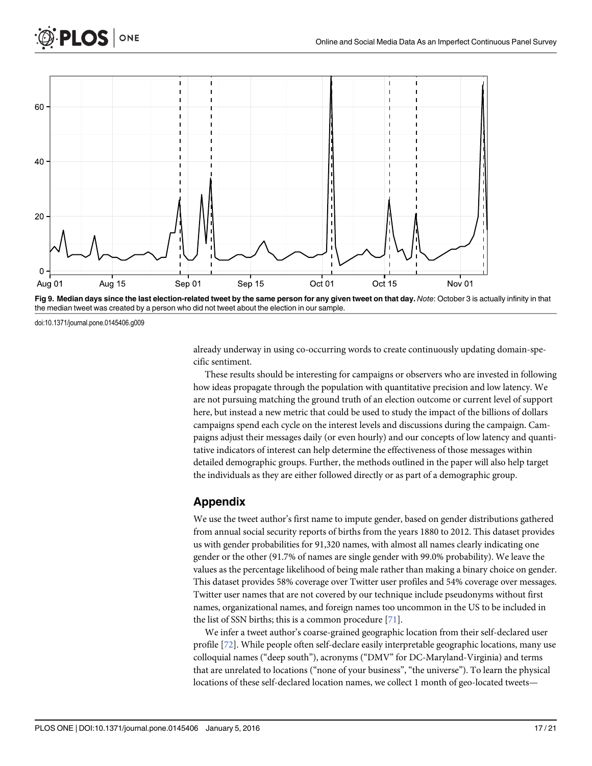Fig 9. Median days since the last election-related tweet by the same person for any given tweet on that day. *Note*: October 3 is actually infinity in that the median tweet was created by a person who did not tweet about the election in our sample.

doi:10.1371/journal.pone.0145406.g009

already underway in using co-occurring words to create continuously updating domain-specific sentiment.

These results should be interesting for campaigns or observers who are invested in following how ideas propagate through the population with quantitative precision and low latency. We are not pursuing matching the ground truth of an election outcome or current level of support here, but instead a new metric that could be used to study the impact of the billions of dollars campaigns spend each cycle on the interest levels and discussions during the campaign. Campaigns adjust their messages daily (or even hourly) and our concepts of low latency and quantitative indicators of interest can help determine the effectiveness of those messages within detailed demographic groups. Further, the methods outlined in the paper will also help target the individuals as they are either followed directly or as part of a demographic group.

## Appendix

We use the tweet author's first name to impute gender, based on gender distributions gathered from annual social security reports of births from the years 1880 to 2012. This dataset provides us with gender probabilities for 91,320 names, with almost all names clearly indicating one gender or the other (91.7% of names are single gender with 99.0% probability). We leave the values as the percentage likelihood of being male rather than making a binary choice on gender. This dataset provides 58% coverage over Twitter user profiles and 54% coverage over messages. Twitter user names that are not covered by our technique include pseudonyms without first names, organizational names, and foreign names too uncommon in the US to be included in the list of SSN births; this is a common procedure [71].

We infer a tweet author's coarse-grained geographic location from their self-declared user profile [72]. While people often self-declare easily interpretable geographic locations, many use colloquial names ("deep south"), acronyms ("DMV" for DC-Maryland-Virginia) and terms that are unrelated to locations ("none of your business", "the universe"). To learn the physical locations of these self-declared location names, we collect 1 month of geo-located tweets—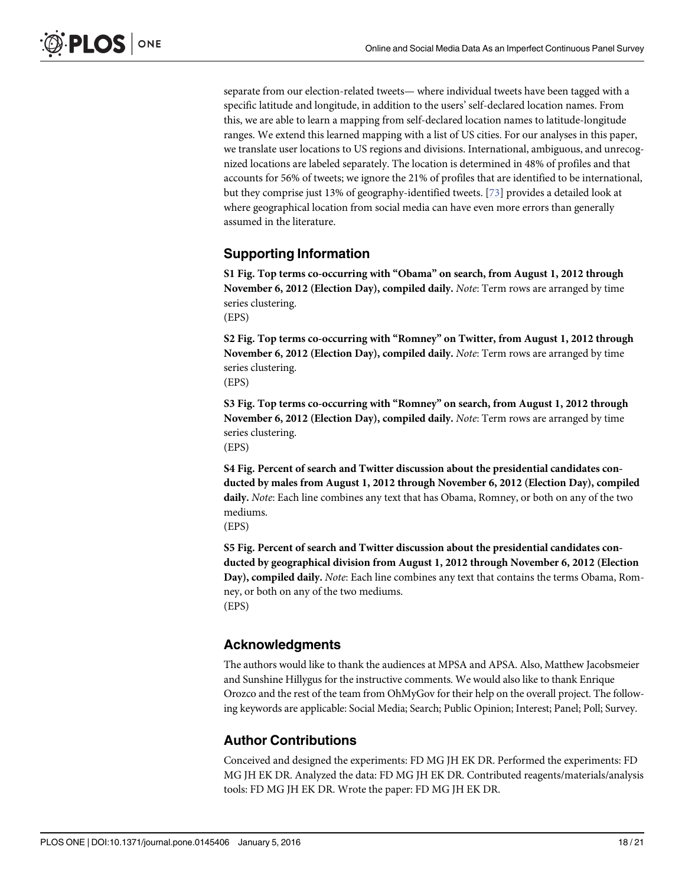separate from our election-related tweets— where individual tweets have been tagged with a specific latitude and longitude, in addition to the users' self-declared location names. From this, we are able to learn a mapping from self-declared location names to latitude-longitude ranges. We extend this learned mapping with a list of US cities. For our analyses in this paper, we translate user locations to US regions and divisions. International, ambiguous, and unrecognized locations are labeled separately. The location is determined in 48% of profiles and that accounts for 56% of tweets; we ignore the 21% of profiles that are identified to be international, but they comprise just 13% of geography-identified tweets. [73] provides a detailed look at where geographical location from social media can have even more errors than generally assumed in the literature.

## Supporting Information

**S1 Fig. Top terms co-occurring with "Obama" on search, from August 1, 2012 through November 6, 2012 (Election Day), compiled daily.** *Note*: Term rows are arranged by time series clustering.
(EPS)

**S2 Fig. Top terms co-occurring with "Romney" on Twitter, from August 1, 2012 through November 6, 2012 (Election Day), compiled daily.** *Note*: Term rows are arranged by time series clustering.
(EPS)

**S3 Fig. Top terms co-occurring with "Romney" on search, from August 1, 2012 through November 6, 2012 (Election Day), compiled daily.** *Note*: Term rows are arranged by time series clustering.
(EPS)

**S4 Fig. Percent of search and Twitter discussion about the presidential candidates conducted by males from August 1, 2012 through November 6, 2012 (Election Day), compiled daily.** *Note*: Each line combines any text that has Obama, Romney, or both on any of the two mediums.
(EPS)

**S5 Fig. Percent of search and Twitter discussion about the presidential candidates conducted by geographical division from August 1, 2012 through November 6, 2012 (Election Day), compiled daily.** *Note*: Each line combines any text that contains the terms Obama, Romney, or both on any of the two mediums.
(EPS)

## Acknowledgments

The authors would like to thank the audiences at MPSA and APSA. Also, Matthew Jacobsmeier and Sunshine Hillygus for the instructive comments. We would also like to thank Enrique Orozco and the rest of the team from OhMyGov for their help on the overall project. The following keywords are applicable: Social Media; Search; Public Opinion; Interest; Panel; Poll; Survey.

## Author Contributions

Conceived and designed the experiments: FD MG JH EK DR. Performed the experiments: FD MG JH EK DR. Analyzed the data: FD MG JH EK DR. Contributed reagents/materials/analysis tools: FD MG JH EK DR. Wrote the paper: FD MG JH EK DR.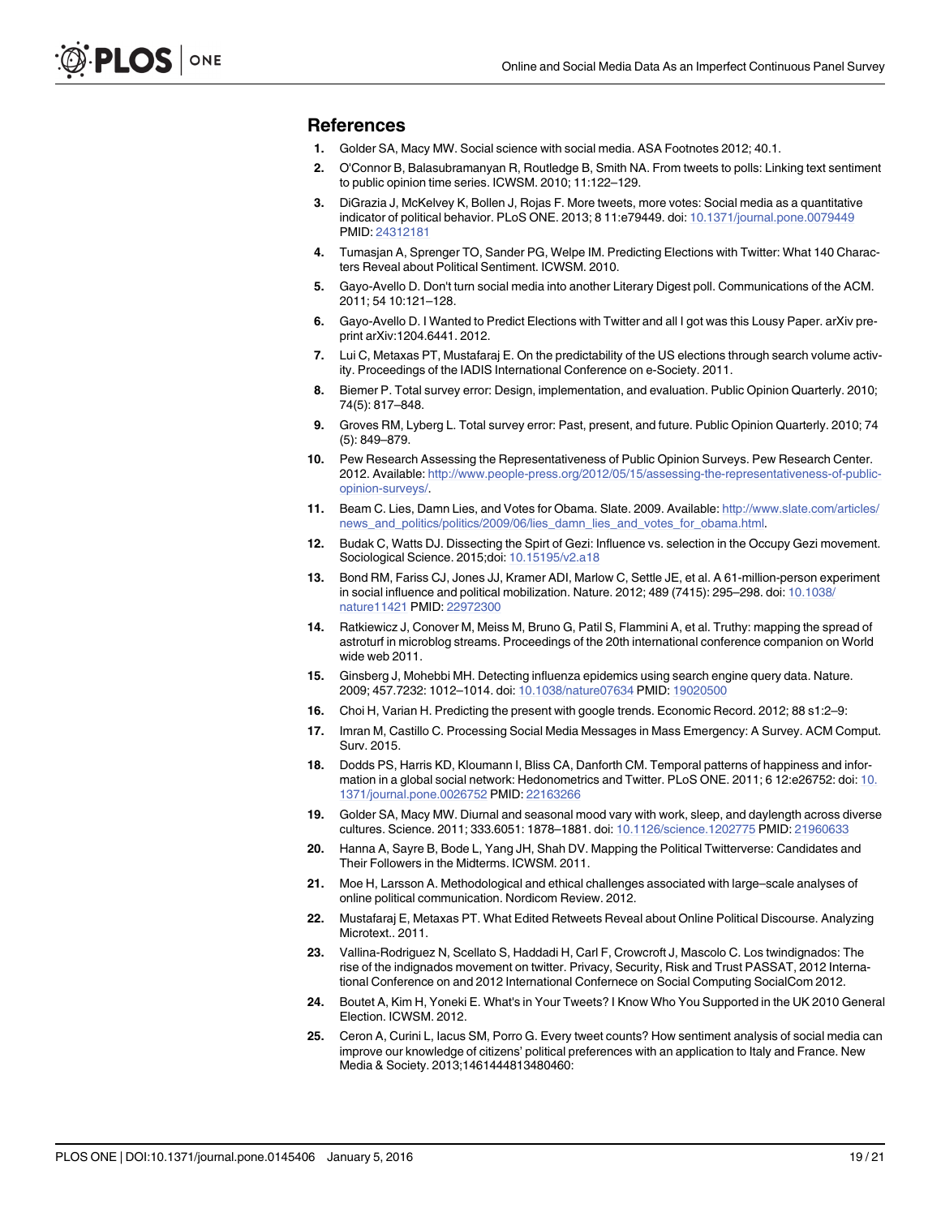## References

1. Golder SA, Macy MW. Social science with social media. ASA Footnotes 2012; 40.1.
2. O'Connor B, Balasubramanyan R, Routledge B, Smith NA. From tweets to polls: Linking text sentiment to public opinion time series. ICWSM. 2010; 11:122–129.
3. DiGrazia J, McKelvey K, Bollen J, Rojas F. More tweets, more votes: Social media as a quantitative indicator of political behavior. PLoS ONE. 2013; 8 11:e79449. doi: 10.1371/journal.pone.0079449 PMID: 24312181
4. Tumasjan A, Sprenger TO, Sander PG, Welpe IM. Predicting Elections with Twitter: What 140 Characters Reveal about Political Sentiment. ICWSM. 2010.
5. Gayo-Avello D. Don't turn social media into another Literary Digest poll. Communications of the ACM. 2011; 54 10:121–128.
6. Gayo-Avello D. I Wanted to Predict Elections with Twitter and all I got was this Lousy Paper. arXiv preprint arXiv:1204.6441. 2012.
7. Lui C, Metaxas PT, Mustafaraj E. On the predictability of the US elections through search volume activity. Proceedings of the IADIS International Conference on e-Society. 2011.
8. Biemer P. Total survey error: Design, implementation, and evaluation. Public Opinion Quarterly. 2010; 74(5): 817–848.
9. Groves RM, Lyberg L. Total survey error: Past, present, and future. Public Opinion Quarterly. 2010; 74 (5): 849–879.
10. Pew Research Assessing the Representativeness of Public Opinion Surveys. Pew Research Center. 2012. Available: http://www.people-press.org/2012/05/15/assessing-the-representativeness-of-public-opinion-surveys/.
11. Beam C. Lies, Damn Lies, and Votes for Obama. Slate. 2009. Available: http://www.slate.com/articles/news_and_politics/politics/2009/06/lies_damn_lies_and_votes_for_obama.html.
12. Budak C, Watts DJ. Dissecting the Spirt of Gezi: Influence vs. selection in the Occupy Gezi movement. Sociological Science. 2015;doi: 10.15195/v2.a18
13. Bond RM, Fariss CJ, Jones JJ, Kramer ADI, Marlow C, Settle JE, et al. A 61-million-person experiment in social influence and political mobilization. Nature. 2012; 489 (7415): 295–298. doi: 10.1038/nature11421 PMID: 22972300
14. Ratkiewicz J, Conover M, Meiss M, Bruno G, Patil S, Flammini A, et al. Truthy: mapping the spread of astroturf in microblog streams. Proceedings of the 20th international conference companion on World wide web 2011.
15. Ginsberg J, Mohebbi MH. Detecting influenza epidemics using search engine query data. Nature. 2009; 457.7232: 1012–1014. doi: 10.1038/nature07634 PMID: 19020500
16. Choi H, Varian H. Predicting the present with google trends. Economic Record. 2012; 88 s1:2–9:
17. Imran M, Castillo C. Processing Social Media Messages in Mass Emergency: A Survey. ACM Comput. Surv. 2015.
18. Dodds PS, Harris KD, Kloumann I, Bliss CA, Danforth CM. Temporal patterns of happiness and information in a global social network: Hedonometrics and Twitter. PLoS ONE. 2011; 6 12:e26752: doi: 10.1371/journal.pone.0026752 PMID: 22163266
19. Golder SA, Macy MW. Diurnal and seasonal mood vary with work, sleep, and daylength across diverse cultures. Science. 2011; 333.6051: 1878–1881. doi: 10.1126/science.1202775 PMID: 21960633
20. Hanna A, Sayre B, Bode L, Yang JH, Shah DV. Mapping the Political Twitterverse: Candidates and Their Followers in the Midterms. ICWSM. 2011.
21. Moe H, Larsson A. Methodological and ethical challenges associated with large–scale analyses of online political communication. Nordicom Review. 2012.
22. Mustafaraj E, Metaxas PT. What Edited Retweets Reveal about Online Political Discourse. Analyzing Microtext.. 2011.
23. Vallina-Rodriguez N, Scellato S, Haddadi H, Carl F, Crowcroft J, Mascolo C. Los twindignados: The rise of the indignados movement on twitter. Privacy, Security, Risk and Trust PASSAT, 2012 International Conference on and 2012 International Confernece on Social Computing SocialCom 2012.
24. Boutet A, Kim H, Yoneki E. What's in Your Tweets? I Know Who You Supported in the UK 2010 General Election. ICWSM. 2012.
25. Ceron A, Curini L, Iacus SM, Porro G. Every tweet counts? How sentiment analysis of social media can improve our knowledge of citizens' political preferences with an application to Italy and France. New Media & Society. 2013;1461444813480460: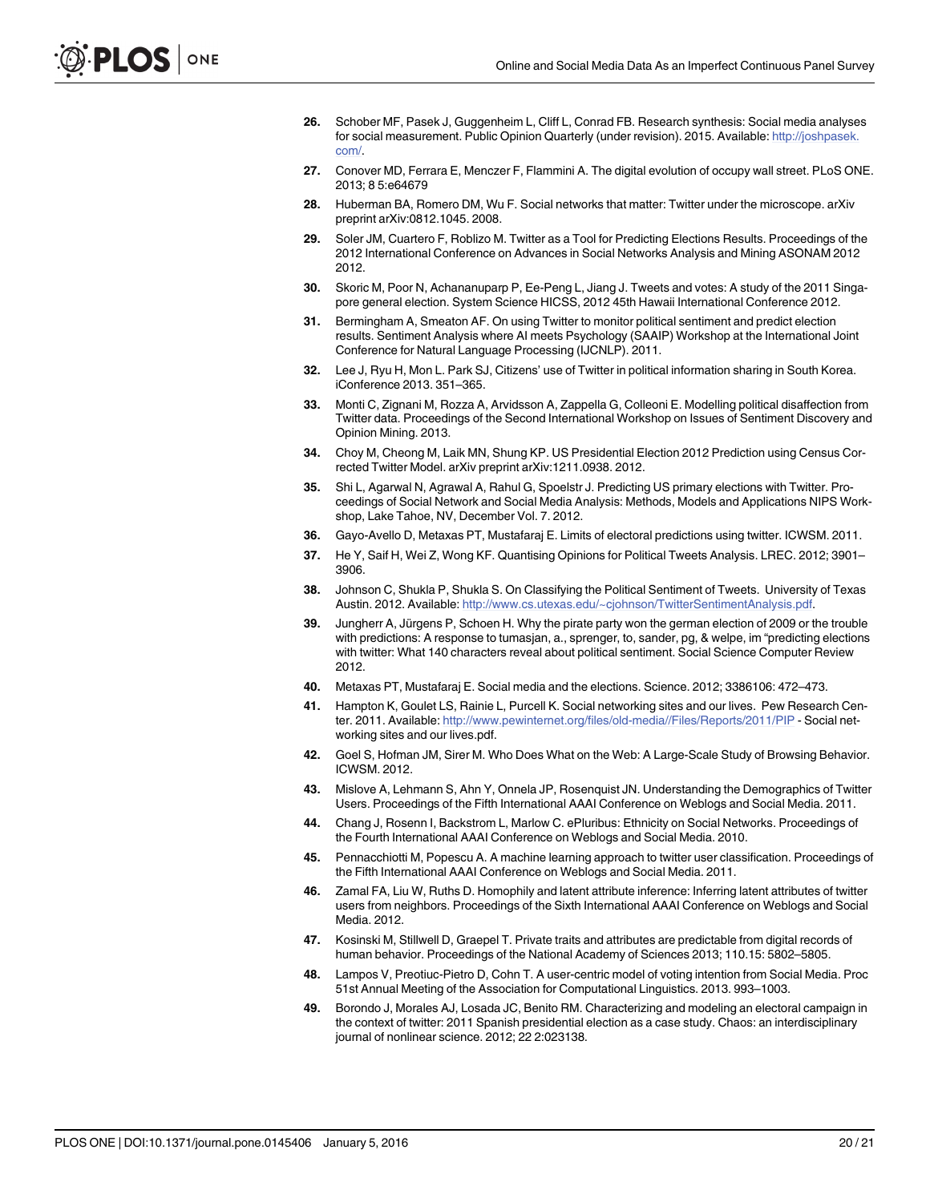26. Schober MF, Pasek J, Guggenheim L, Cliff L, Conrad FB. Research synthesis: Social media analyses for social measurement. Public Opinion Quarterly (under revision). 2015. Available: http://joshpasek.com/.
27. Conover MD, Ferrara E, Menczer F, Flammini A. The digital evolution of occupy wall street. PLoS ONE. 2013; 8 5:e64679
28. Huberman BA, Romero DM, Wu F. Social networks that matter: Twitter under the microscope. arXiv preprint arXiv:0812.1045. 2008.
29. Soler JM, Cuartero F, Roblizo M. Twitter as a Tool for Predicting Elections Results. Proceedings of the 2012 International Conference on Advances in Social Networks Analysis and Mining ASONAM 2012 2012.
30. Skoric M, Poor N, Achananuparp P, Ee-Peng L, Jiang J. Tweets and votes: A study of the 2011 Singapore general election. System Science HICSS, 2012 45th Hawaii International Conference 2012.
31. Bermingham A, Smeaton AF. On using Twitter to monitor political sentiment and predict election results. Sentiment Analysis where AI meets Psychology (SAAIP) Workshop at the International Joint Conference for Natural Language Processing (IJCNLP). 2011.
32. Lee J, Ryu H, Mon L. Park SJ, Citizens' use of Twitter in political information sharing in South Korea. iConference 2013. 351–365.
33. Monti C, Zignani M, Rozza A, Arvidsson A, Zappella G, Colleoni E. Modelling political disaffection from Twitter data. Proceedings of the Second International Workshop on Issues of Sentiment Discovery and Opinion Mining. 2013.
34. Choy M, Cheong M, Laik MN, Shung KP. US Presidential Election 2012 Prediction using Census Corrected Twitter Model. arXiv preprint arXiv:1211.0938. 2012.
35. Shi L, Agarwal N, Agrawal A, Rahul G, Spoelstr J. Predicting US primary elections with Twitter. Proceedings of Social Network and Social Media Analysis: Methods, Models and Applications NIPS Workshop, Lake Tahoe, NV, December Vol. 7. 2012.
36. Gayo-Avello D, Metaxas PT, Mustafaraj E. Limits of electoral predictions using twitter. ICWSM. 2011.
37. He Y, Saif H, Wei Z, Wong KF. Quantising Opinions for Political Tweets Analysis. LREC. 2012; 3901–3906.
38. Johnson C, Shukla P, Shukla S. On Classifying the Political Sentiment of Tweets. University of Texas Austin. 2012. Available: http://www.cs.utexas.edu/~cjohnson/TwitterSentimentAnalysis.pdf.
39. Jungherr A, Jürgens P, Schoen H. Why the pirate party won the german election of 2009 or the trouble with predictions: A response to tumasjan, a., sprenger, to, sander, pg, & welpe, im "predicting elections with twitter: What 140 characters reveal about political sentiment. Social Science Computer Review 2012.
40. Metaxas PT, Mustafaraj E. Social media and the elections. Science. 2012; 3386106: 472–473.
41. Hampton K, Goulet LS, Rainie L, Purcell K. Social networking sites and our lives. Pew Research Center. 2011. Available: http://www.pewinternet.org/files/old-media//Files/Reports/2011/PIP - Social networking sites and our lives.pdf.
42. Goel S, Hofman JM, Sirer M. Who Does What on the Web: A Large-Scale Study of Browsing Behavior. ICWSM. 2012.
43. Mislove A, Lehmann S, Ahn Y, Onnela JP, Rosenquist JN. Understanding the Demographics of Twitter Users. Proceedings of the Fifth International AAAI Conference on Weblogs and Social Media. 2011.
44. Chang J, Rosenn I, Backstrom L, Marlow C. ePluribus: Ethnicity on Social Networks. Proceedings of the Fourth International AAAI Conference on Weblogs and Social Media. 2010.
45. Pennacchiotti M, Popescu A. A machine learning approach to twitter user classification. Proceedings of the Fifth International AAAI Conference on Weblogs and Social Media. 2011.
46. Zamal FA, Liu W, Ruths D. Homophily and latent attribute inference: Inferring latent attributes of twitter users from neighbors. Proceedings of the Sixth International AAAI Conference on Weblogs and Social Media. 2012.
47. Kosinski M, Stillwell D, Graepel T. Private traits and attributes are predictable from digital records of human behavior. Proceedings of the National Academy of Sciences 2013; 110.15: 5802–5805.
48. Lampos V, Preotiuc-Pietro D, Cohn T. A user-centric model of voting intention from Social Media. Proc 51st Annual Meeting of the Association for Computational Linguistics. 2013. 993–1003.
49. Borondo J, Morales AJ, Losada JC, Benito RM. Characterizing and modeling an electoral campaign in the context of twitter: 2011 Spanish presidential election as a case study. Chaos: an interdisciplinary journal of nonlinear science. 2012; 22 2:023138.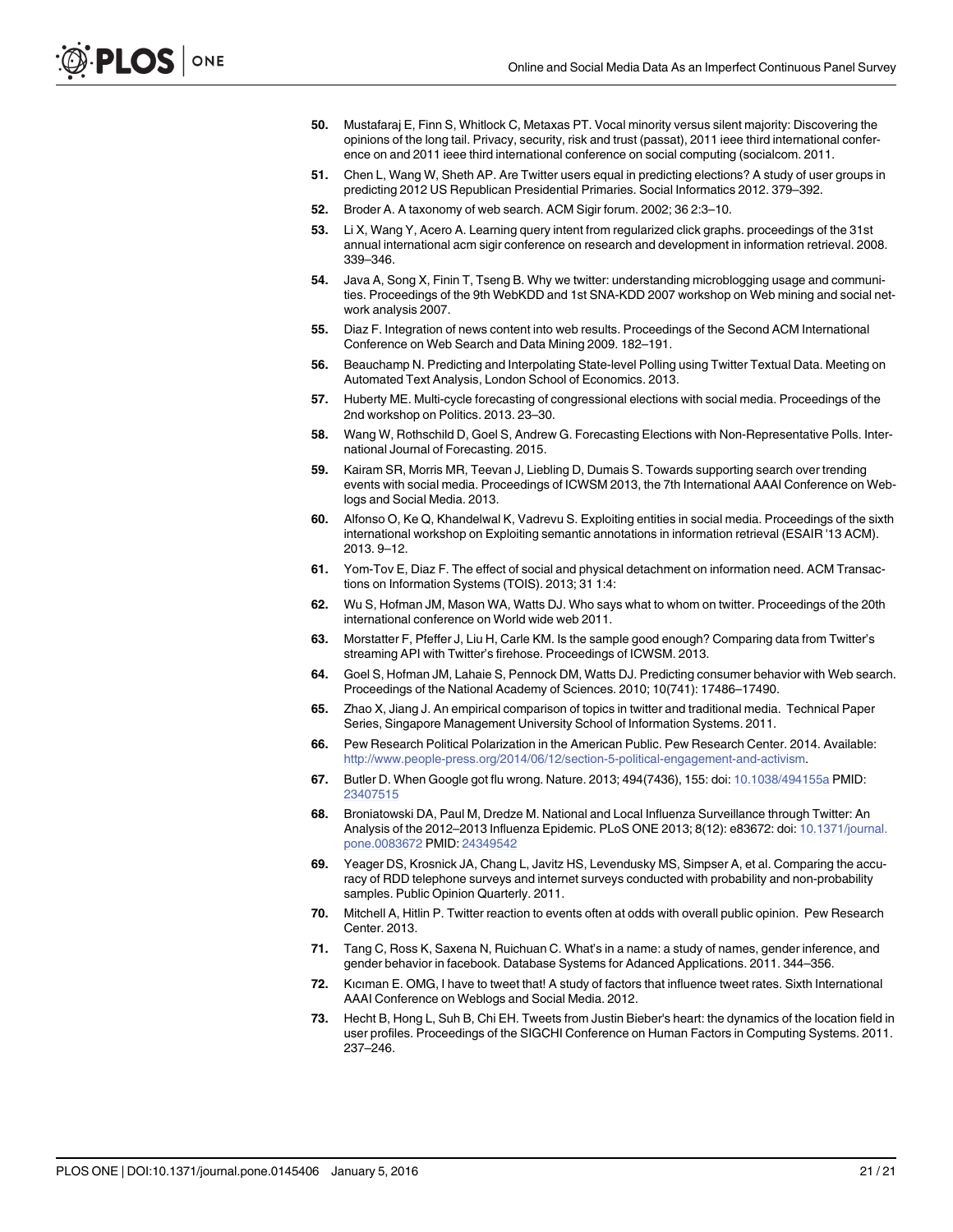50. Mustafaraj E, Finn S, Whitlock C, Metaxas PT. Vocal minority versus silent majority: Discovering the opinions of the long tail. Privacy, security, risk and trust (passat), 2011 ieee third international conference on and 2011 ieee third international conference on social computing (socialcom. 2011.
51. Chen L, Wang W, Sheth AP. Are Twitter users equal in predicting elections? A study of user groups in predicting 2012 US Republican Presidential Primaries. Social Informatics 2012. 379–392.
52. Broder A. A taxonomy of web search. ACM Sigir forum. 2002; 36 2:3–10.
53. Li X, Wang Y, Acero A. Learning query intent from regularized click graphs. proceedings of the 31st annual international acm sigir conference on research and development in information retrieval. 2008. 339–346.
54. Java A, Song X, Finin T, Tseng B. Why we twitter: understanding microblogging usage and communities. Proceedings of the 9th WebKDD and 1st SNA-KDD 2007 workshop on Web mining and social network analysis 2007.
55. Diaz F. Integration of news content into web results. Proceedings of the Second ACM International Conference on Web Search and Data Mining 2009. 182–191.
56. Beauchamp N. Predicting and Interpolating State-level Polling using Twitter Textual Data. Meeting on Automated Text Analysis, London School of Economics. 2013.
57. Huberty ME. Multi-cycle forecasting of congressional elections with social media. Proceedings of the 2nd workshop on Politics. 2013. 23–30.
58. Wang W, Rothschild D, Goel S, Andrew G. Forecasting Elections with Non-Representative Polls. International Journal of Forecasting. 2015.
59. Kairam SR, Morris MR, Teevan J, Liebling D, Dumais S. Towards supporting search over trending events with social media. Proceedings of ICWSM 2013, the 7th International AAAI Conference on Weblogs and Social Media. 2013.
60. Alfonso O, Ke Q, Khandelwal K, Vadrevu S. Exploiting entities in social media. Proceedings of the sixth international workshop on Exploiting semantic annotations in information retrieval (ESAIR '13 ACM). 2013. 9–12.
61. Yom-Tov E, Diaz F. The effect of social and physical detachment on information need. ACM Transactions on Information Systems (TOIS). 2013; 31 1:4:
62. Wu S, Hofman JM, Mason WA, Watts DJ. Who says what to whom on twitter. Proceedings of the 20th international conference on World wide web 2011.
63. Morstatter F, Pfeffer J, Liu H, Carle KM. Is the sample good enough? Comparing data from Twitter's streaming API with Twitter's firehose. Proceedings of ICWSM. 2013.
64. Goel S, Hofman JM, Lahaie S, Pennock DM, Watts DJ. Predicting consumer behavior with Web search. Proceedings of the National Academy of Sciences. 2010; 10(741): 17486–17490.
65. Zhao X, Jiang J. An empirical comparison of topics in twitter and traditional media. Technical Paper Series, Singapore Management University School of Information Systems. 2011.
66. Pew Research Political Polarization in the American Public. Pew Research Center. 2014. Available: http://www.people-press.org/2014/06/12/section-5-political-engagement-and-activism.
67. Butler D. When Google got flu wrong. Nature. 2013; 494(7436), 155: doi: 10.1038/494155a PMID: 23407515
68. Broniatowski DA, Paul M, Dredze M. National and Local Influenza Surveillance through Twitter: An Analysis of the 2012–2013 Influenza Epidemic. PLoS ONE 2013; 8(12): e83672: doi: 10.1371/journal.pone.0083672 PMID: 24349542
69. Yeager DS, Krosnick JA, Chang L, Javitz HS, Levendusky MS, Simpser A, et al. Comparing the accuracy of RDD telephone surveys and internet surveys conducted with probability and non-probability samples. Public Opinion Quarterly. 2011.
70. Mitchell A, Hitlin P. Twitter reaction to events often at odds with overall public opinion. Pew Research Center. 2013.
71. Tang C, Ross K, Saxena N, Ruichuan C. What's in a name: a study of names, gender inference, and gender behavior in facebook. Database Systems for Adanced Applications. 2011. 344–356.
72. Kıcıman E. OMG, I have to tweet that! A study of factors that influence tweet rates. Sixth International AAAI Conference on Weblogs and Social Media. 2012.
73. Hecht B, Hong L, Suh B, Chi EH. Tweets from Justin Bieber's heart: the dynamics of the location field in user profiles. Proceedings of the SIGCHI Conference on Human Factors in Computing Systems. 2011. 237–246.